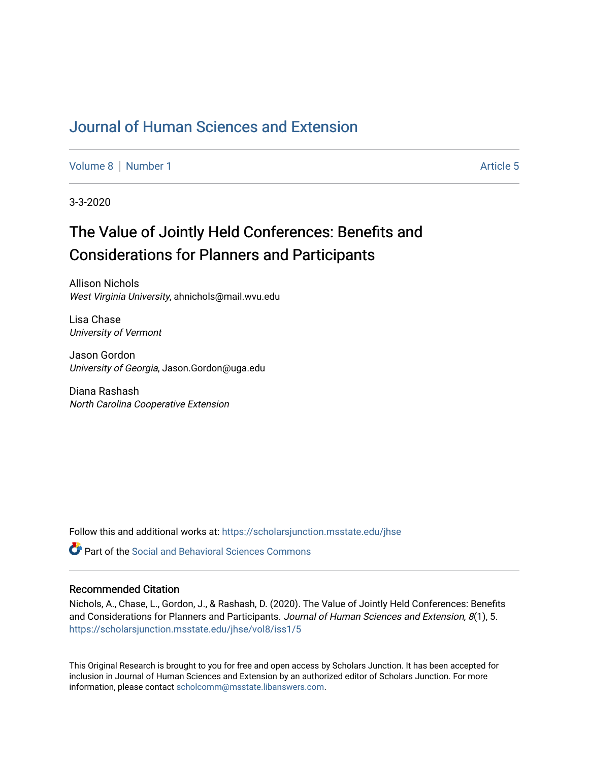# Journal of Human Sciences and Extension

Volume 8 | Number 1 — Article 5

3-3-2020

## The Value of Jointly Held Conferences: Benefits and Considerations for Planners and Participants

Allison Nichols  
*West Virginia University*, ahnichols@mail.wvu.edu

Lisa Chase  
*University of Vermont*

Jason Gordon  
*University of Georgia*, Jason.Gordon@uga.edu

Diana Rashash  
*North Carolina Cooperative Extension*

Follow this and additional works at: https://scholarsjunction.msstate.edu/jhse

Part of the Social and Behavioral Sciences Commons

### Recommended Citation

Nichols, A., Chase, L., Gordon, J., & Rashash, D. (2020). The Value of Jointly Held Conferences: Benefits and Considerations for Planners and Participants. *Journal of Human Sciences and Extension, 8*(1), 5. https://scholarsjunction.msstate.edu/jhse/vol8/iss1/5

This Original Research is brought to you for free and open access by Scholars Junction. It has been accepted for inclusion in Journal of Human Sciences and Extension by an authorized editor of Scholars Junction. For more information, please contact scholcomm@msstate.libanswers.com.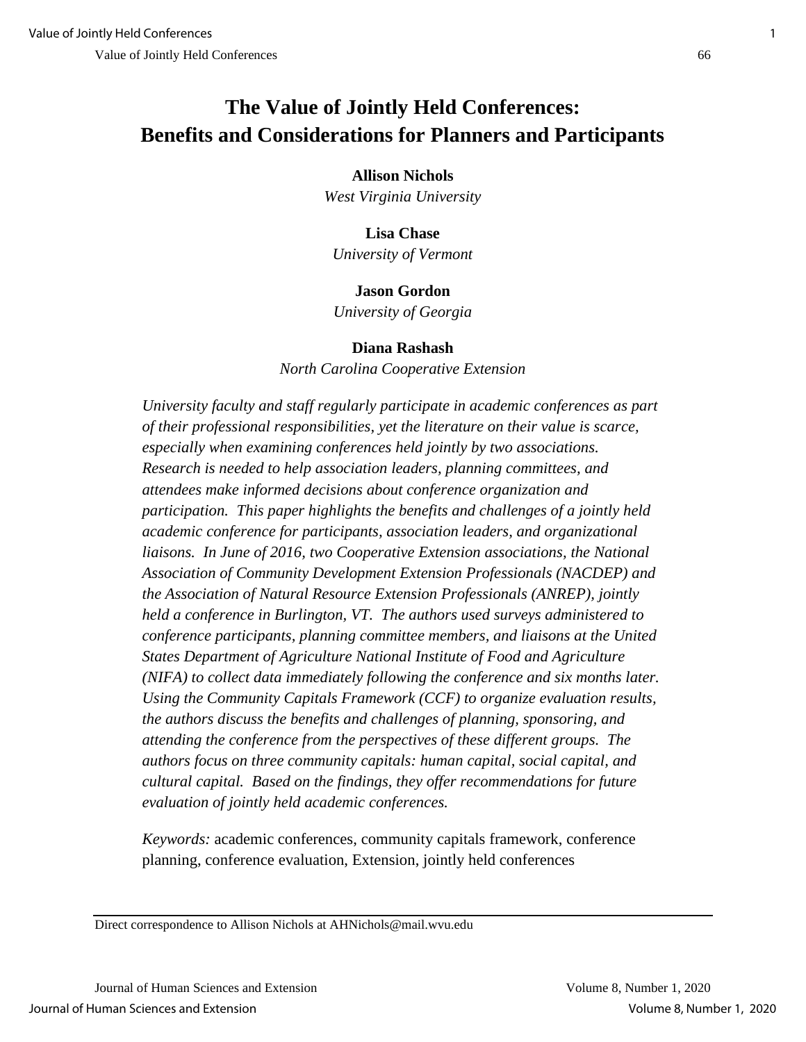# The Value of Jointly Held Conferences: Benefits and Considerations for Planners and Participants

**Allison Nichols**
*West Virginia University*

**Lisa Chase**
*University of Vermont*

**Jason Gordon**
*University of Georgia*

**Diana Rashash**
*North Carolina Cooperative Extension*

*University faculty and staff regularly participate in academic conferences as part of their professional responsibilities, yet the literature on their value is scarce, especially when examining conferences held jointly by two associations. Research is needed to help association leaders, planning committees, and attendees make informed decisions about conference organization and participation. This paper highlights the benefits and challenges of a jointly held academic conference for participants, association leaders, and organizational liaisons. In June of 2016, two Cooperative Extension associations, the National Association of Community Development Extension Professionals (NACDEP) and the Association of Natural Resource Extension Professionals (ANREP), jointly held a conference in Burlington, VT. The authors used surveys administered to conference participants, planning committee members, and liaisons at the United States Department of Agriculture National Institute of Food and Agriculture (NIFA) to collect data immediately following the conference and six months later. Using the Community Capitals Framework (CCF) to organize evaluation results, the authors discuss the benefits and challenges of planning, sponsoring, and attending the conference from the perspectives of these different groups. The authors focus on three community capitals: human capital, social capital, and cultural capital. Based on the findings, they offer recommendations for future evaluation of jointly held academic conferences.*

*Keywords:* academic conferences, community capitals framework, conference planning, conference evaluation, Extension, jointly held conferences

---

Direct correspondence to Allison Nichols at AHNichols@mail.wvu.edu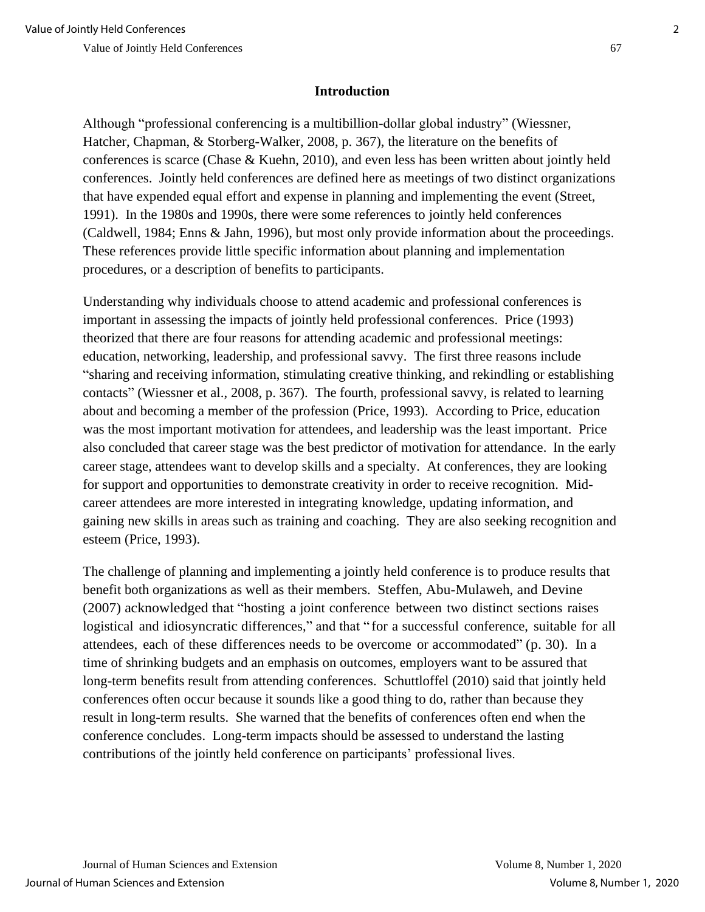## Introduction

Although "professional conferencing is a multibillion-dollar global industry" (Wiessner, Hatcher, Chapman, & Storberg-Walker, 2008, p. 367), the literature on the benefits of conferences is scarce (Chase & Kuehn, 2010), and even less has been written about jointly held conferences. Jointly held conferences are defined here as meetings of two distinct organizations that have expended equal effort and expense in planning and implementing the event (Street, 1991). In the 1980s and 1990s, there were some references to jointly held conferences (Caldwell, 1984; Enns & Jahn, 1996), but most only provide information about the proceedings. These references provide little specific information about planning and implementation procedures, or a description of benefits to participants.

Understanding why individuals choose to attend academic and professional conferences is important in assessing the impacts of jointly held professional conferences. Price (1993) theorized that there are four reasons for attending academic and professional meetings: education, networking, leadership, and professional savvy. The first three reasons include "sharing and receiving information, stimulating creative thinking, and rekindling or establishing contacts" (Wiessner et al., 2008, p. 367). The fourth, professional savvy, is related to learning about and becoming a member of the profession (Price, 1993). According to Price, education was the most important motivation for attendees, and leadership was the least important. Price also concluded that career stage was the best predictor of motivation for attendance. In the early career stage, attendees want to develop skills and a specialty. At conferences, they are looking for support and opportunities to demonstrate creativity in order to receive recognition. Mid-career attendees are more interested in integrating knowledge, updating information, and gaining new skills in areas such as training and coaching. They are also seeking recognition and esteem (Price, 1993).

The challenge of planning and implementing a jointly held conference is to produce results that benefit both organizations as well as their members. Steffen, Abu-Mulaweh, and Devine (2007) acknowledged that "hosting a joint conference between two distinct sections raises logistical and idiosyncratic differences," and that "for a successful conference, suitable for all attendees, each of these differences needs to be overcome or accommodated" (p. 30). In a time of shrinking budgets and an emphasis on outcomes, employers want to be assured that long-term benefits result from attending conferences. Schuttloffel (2010) said that jointly held conferences often occur because it sounds like a good thing to do, rather than because they result in long-term results. She warned that the benefits of conferences often end when the conference concludes. Long-term impacts should be assessed to understand the lasting contributions of the jointly held conference on participants' professional lives.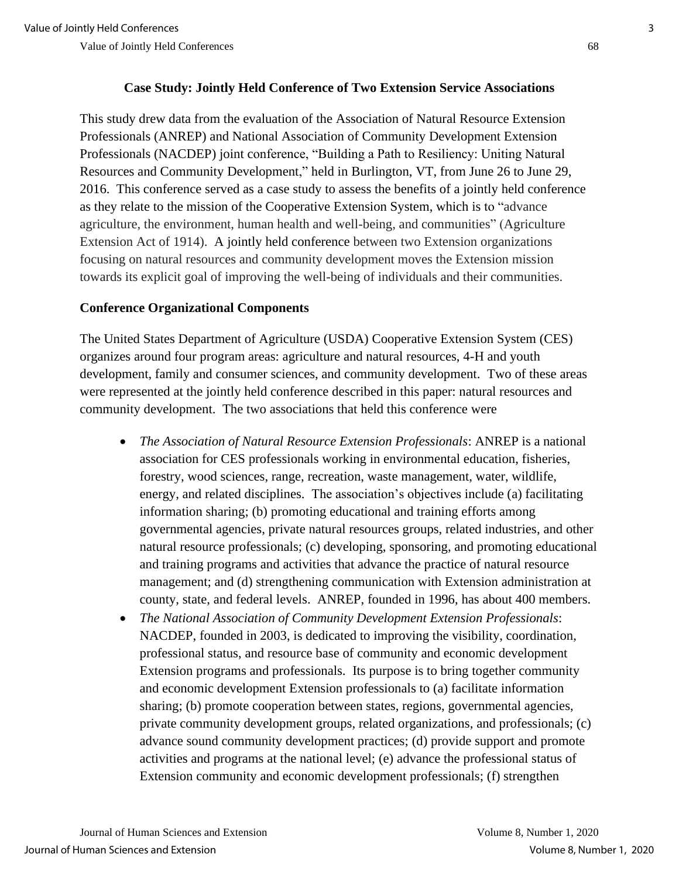## Case Study: Jointly Held Conference of Two Extension Service Associations

This study drew data from the evaluation of the Association of Natural Resource Extension Professionals (ANREP) and National Association of Community Development Extension Professionals (NACDEP) joint conference, "Building a Path to Resiliency: Uniting Natural Resources and Community Development," held in Burlington, VT, from June 26 to June 29, 2016. This conference served as a case study to assess the benefits of a jointly held conference as they relate to the mission of the Cooperative Extension System, which is to "advance agriculture, the environment, human health and well-being, and communities" (Agriculture Extension Act of 1914). A jointly held conference between two Extension organizations focusing on natural resources and community development moves the Extension mission towards its explicit goal of improving the well-being of individuals and their communities.

### Conference Organizational Components

The United States Department of Agriculture (USDA) Cooperative Extension System (CES) organizes around four program areas: agriculture and natural resources, 4-H and youth development, family and consumer sciences, and community development. Two of these areas were represented at the jointly held conference described in this paper: natural resources and community development. The two associations that held this conference were

- *The Association of Natural Resource Extension Professionals*: ANREP is a national association for CES professionals working in environmental education, fisheries, forestry, wood sciences, range, recreation, waste management, water, wildlife, energy, and related disciplines. The association's objectives include (a) facilitating information sharing; (b) promoting educational and training efforts among governmental agencies, private natural resources groups, related industries, and other natural resource professionals; (c) developing, sponsoring, and promoting educational and training programs and activities that advance the practice of natural resource management; and (d) strengthening communication with Extension administration at county, state, and federal levels. ANREP, founded in 1996, has about 400 members.
- *The National Association of Community Development Extension Professionals*: NACDEP, founded in 2003, is dedicated to improving the visibility, coordination, professional status, and resource base of community and economic development Extension programs and professionals. Its purpose is to bring together community and economic development Extension professionals to (a) facilitate information sharing; (b) promote cooperation between states, regions, governmental agencies, private community development groups, related organizations, and professionals; (c) advance sound community development practices; (d) provide support and promote activities and programs at the national level; (e) advance the professional status of Extension community and economic development professionals; (f) strengthen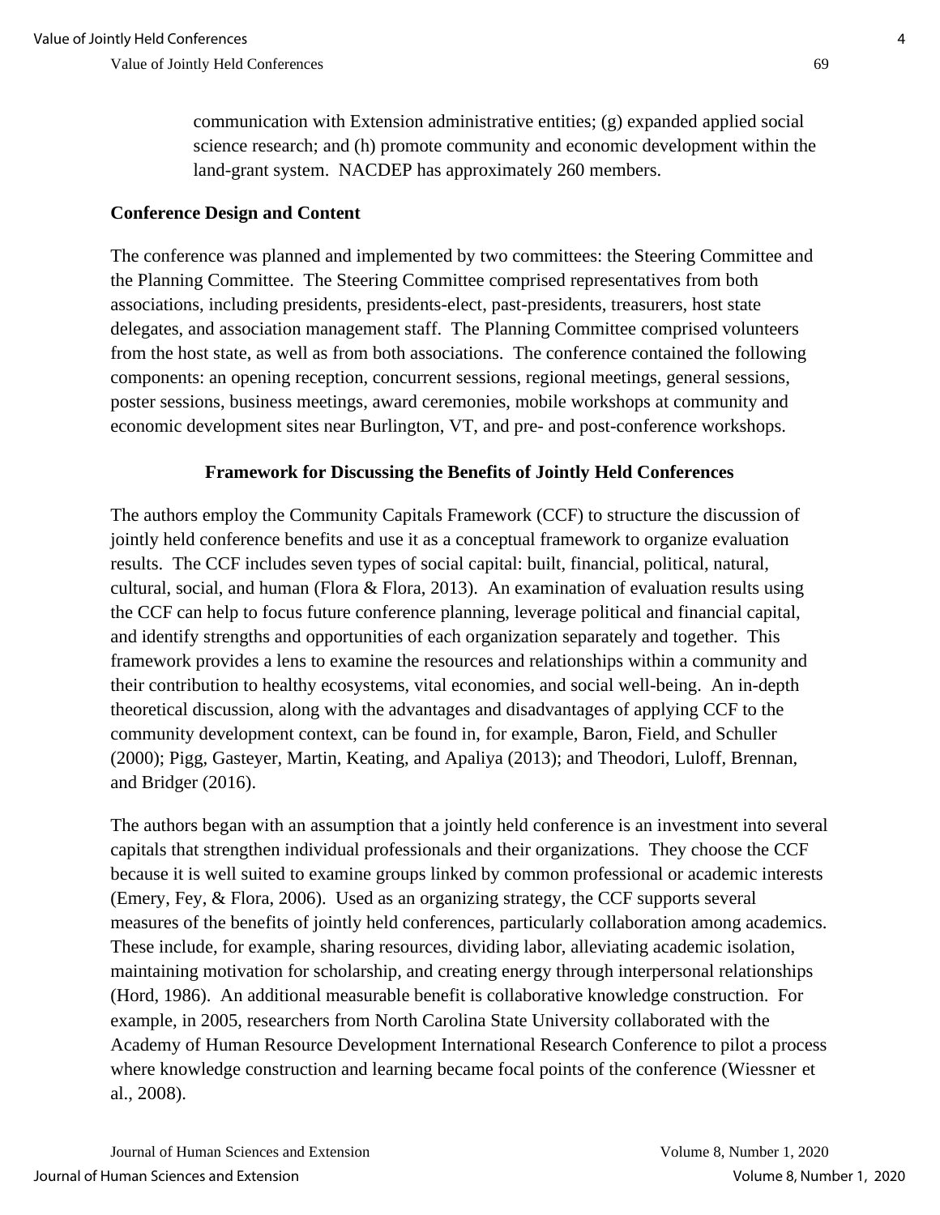communication with Extension administrative entities; (g) expanded applied social science research; and (h) promote community and economic development within the land-grant system. NACDEP has approximately 260 members.

### Conference Design and Content

The conference was planned and implemented by two committees: the Steering Committee and the Planning Committee. The Steering Committee comprised representatives from both associations, including presidents, presidents-elect, past-presidents, treasurers, host state delegates, and association management staff. The Planning Committee comprised volunteers from the host state, as well as from both associations. The conference contained the following components: an opening reception, concurrent sessions, regional meetings, general sessions, poster sessions, business meetings, award ceremonies, mobile workshops at community and economic development sites near Burlington, VT, and pre- and post-conference workshops.

## Framework for Discussing the Benefits of Jointly Held Conferences

The authors employ the Community Capitals Framework (CCF) to structure the discussion of jointly held conference benefits and use it as a conceptual framework to organize evaluation results. The CCF includes seven types of social capital: built, financial, political, natural, cultural, social, and human (Flora & Flora, 2013). An examination of evaluation results using the CCF can help to focus future conference planning, leverage political and financial capital, and identify strengths and opportunities of each organization separately and together. This framework provides a lens to examine the resources and relationships within a community and their contribution to healthy ecosystems, vital economies, and social well-being. An in-depth theoretical discussion, along with the advantages and disadvantages of applying CCF to the community development context, can be found in, for example, Baron, Field, and Schuller (2000); Pigg, Gasteyer, Martin, Keating, and Apaliya (2013); and Theodori, Luloff, Brennan, and Bridger (2016).

The authors began with an assumption that a jointly held conference is an investment into several capitals that strengthen individual professionals and their organizations. They choose the CCF because it is well suited to examine groups linked by common professional or academic interests (Emery, Fey, & Flora, 2006). Used as an organizing strategy, the CCF supports several measures of the benefits of jointly held conferences, particularly collaboration among academics. These include, for example, sharing resources, dividing labor, alleviating academic isolation, maintaining motivation for scholarship, and creating energy through interpersonal relationships (Hord, 1986). An additional measurable benefit is collaborative knowledge construction. For example, in 2005, researchers from North Carolina State University collaborated with the Academy of Human Resource Development International Research Conference to pilot a process where knowledge construction and learning became focal points of the conference (Wiessner et al., 2008).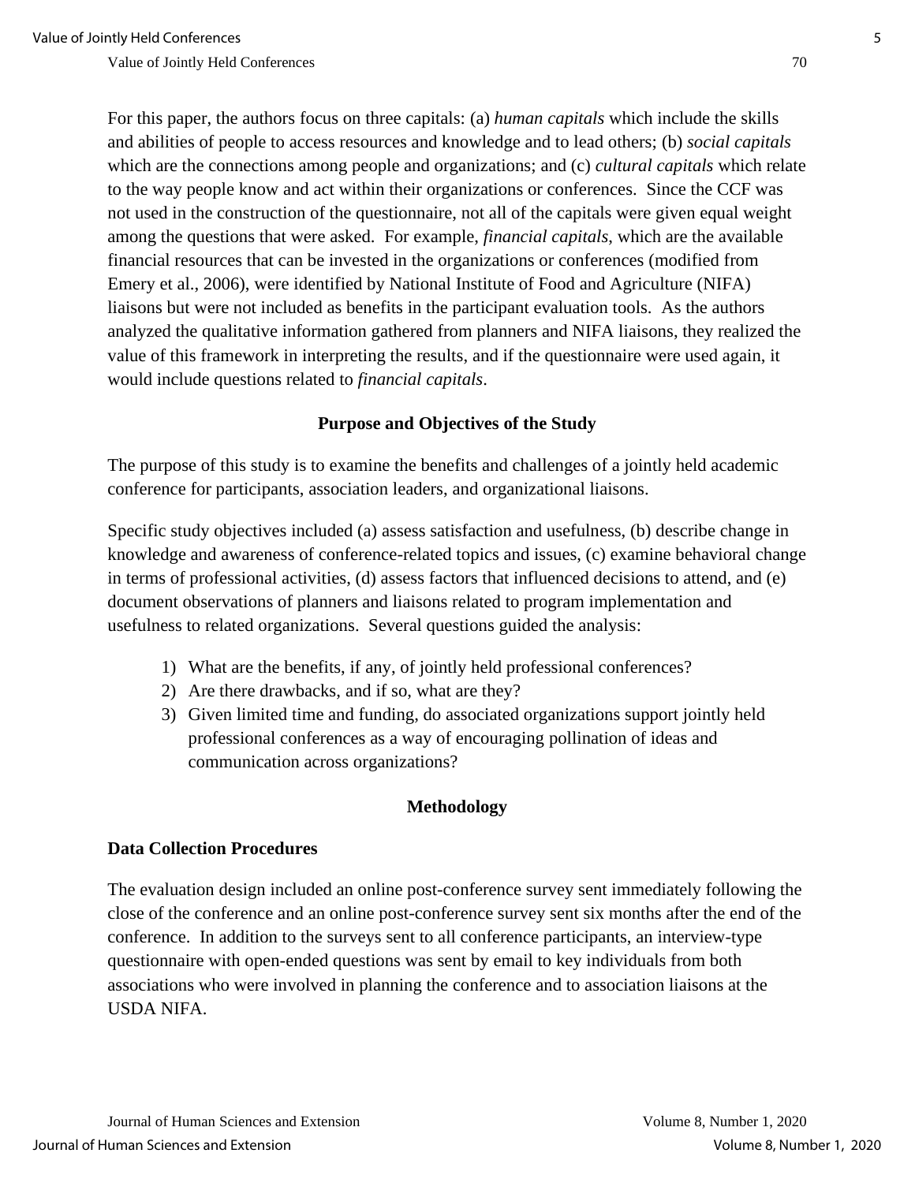For this paper, the authors focus on three capitals: (a) *human capitals* which include the skills and abilities of people to access resources and knowledge and to lead others; (b) *social capitals* which are the connections among people and organizations; and (c) *cultural capitals* which relate to the way people know and act within their organizations or conferences. Since the CCF was not used in the construction of the questionnaire, not all of the capitals were given equal weight among the questions that were asked. For example, *financial capitals*, which are the available financial resources that can be invested in the organizations or conferences (modified from Emery et al., 2006), were identified by National Institute of Food and Agriculture (NIFA) liaisons but were not included as benefits in the participant evaluation tools. As the authors analyzed the qualitative information gathered from planners and NIFA liaisons, they realized the value of this framework in interpreting the results, and if the questionnaire were used again, it would include questions related to *financial capitals*.

## Purpose and Objectives of the Study

The purpose of this study is to examine the benefits and challenges of a jointly held academic conference for participants, association leaders, and organizational liaisons.

Specific study objectives included (a) assess satisfaction and usefulness, (b) describe change in knowledge and awareness of conference-related topics and issues, (c) examine behavioral change in terms of professional activities, (d) assess factors that influenced decisions to attend, and (e) document observations of planners and liaisons related to program implementation and usefulness to related organizations. Several questions guided the analysis:

1) What are the benefits, if any, of jointly held professional conferences?
2) Are there drawbacks, and if so, what are they?
3) Given limited time and funding, do associated organizations support jointly held professional conferences as a way of encouraging pollination of ideas and communication across organizations?

## Methodology

### Data Collection Procedures

The evaluation design included an online post-conference survey sent immediately following the close of the conference and an online post-conference survey sent six months after the end of the conference. In addition to the surveys sent to all conference participants, an interview-type questionnaire with open-ended questions was sent by email to key individuals from both associations who were involved in planning the conference and to association liaisons at the USDA NIFA.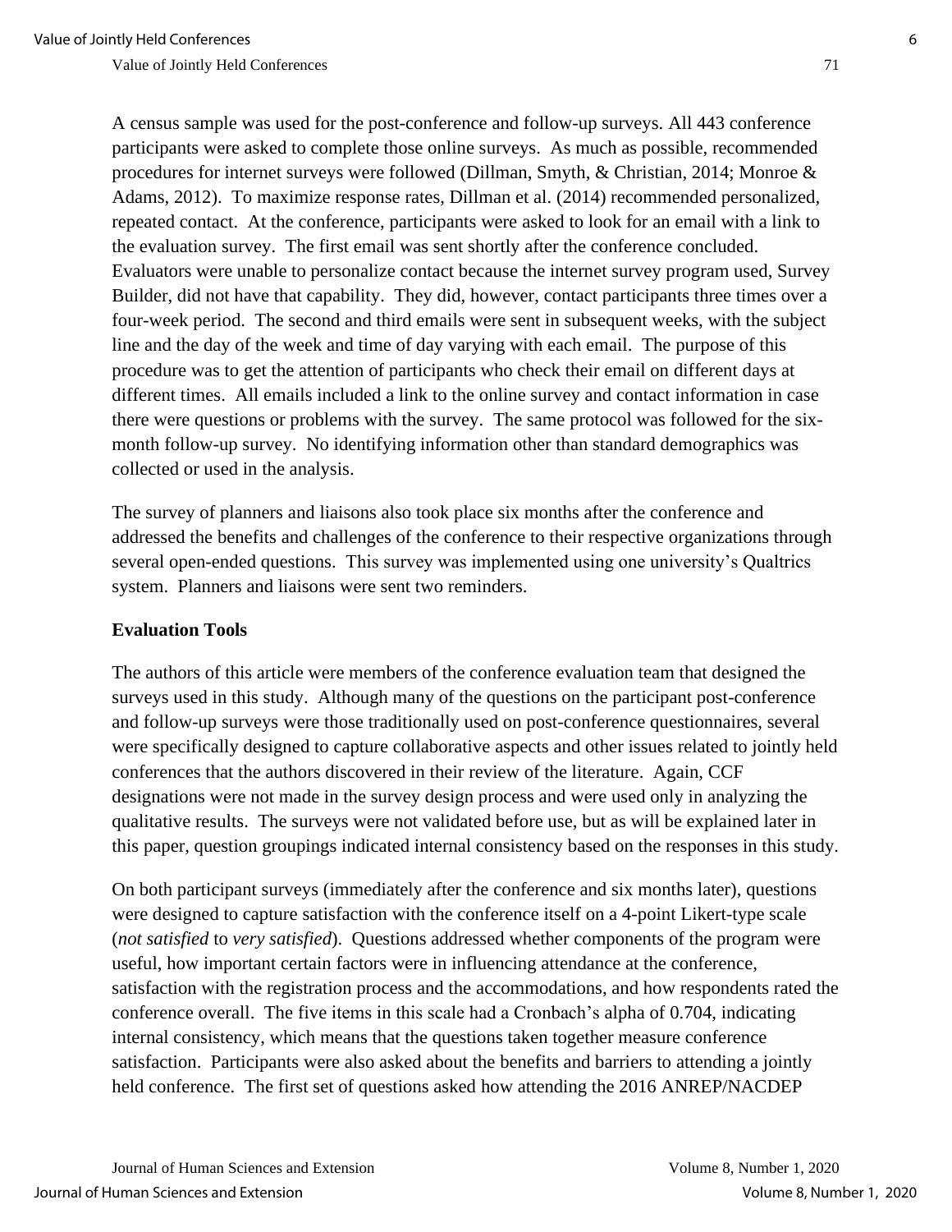A census sample was used for the post-conference and follow-up surveys. All 443 conference participants were asked to complete those online surveys. As much as possible, recommended procedures for internet surveys were followed (Dillman, Smyth, & Christian, 2014; Monroe & Adams, 2012). To maximize response rates, Dillman et al. (2014) recommended personalized, repeated contact. At the conference, participants were asked to look for an email with a link to the evaluation survey. The first email was sent shortly after the conference concluded. Evaluators were unable to personalize contact because the internet survey program used, Survey Builder, did not have that capability. They did, however, contact participants three times over a four-week period. The second and third emails were sent in subsequent weeks, with the subject line and the day of the week and time of day varying with each email. The purpose of this procedure was to get the attention of participants who check their email on different days at different times. All emails included a link to the online survey and contact information in case there were questions or problems with the survey. The same protocol was followed for the six-month follow-up survey. No identifying information other than standard demographics was collected or used in the analysis.

The survey of planners and liaisons also took place six months after the conference and addressed the benefits and challenges of the conference to their respective organizations through several open-ended questions. This survey was implemented using one university's Qualtrics system. Planners and liaisons were sent two reminders.

### Evaluation Tools

The authors of this article were members of the conference evaluation team that designed the surveys used in this study. Although many of the questions on the participant post-conference and follow-up surveys were those traditionally used on post-conference questionnaires, several were specifically designed to capture collaborative aspects and other issues related to jointly held conferences that the authors discovered in their review of the literature. Again, CCF designations were not made in the survey design process and were used only in analyzing the qualitative results. The surveys were not validated before use, but as will be explained later in this paper, question groupings indicated internal consistency based on the responses in this study.

On both participant surveys (immediately after the conference and six months later), questions were designed to capture satisfaction with the conference itself on a 4-point Likert-type scale (*not satisfied* to *very satisfied*). Questions addressed whether components of the program were useful, how important certain factors were in influencing attendance at the conference, satisfaction with the registration process and the accommodations, and how respondents rated the conference overall. The five items in this scale had a Cronbach's alpha of 0.704, indicating internal consistency, which means that the questions taken together measure conference satisfaction. Participants were also asked about the benefits and barriers to attending a jointly held conference. The first set of questions asked how attending the 2016 ANREP/NACDEP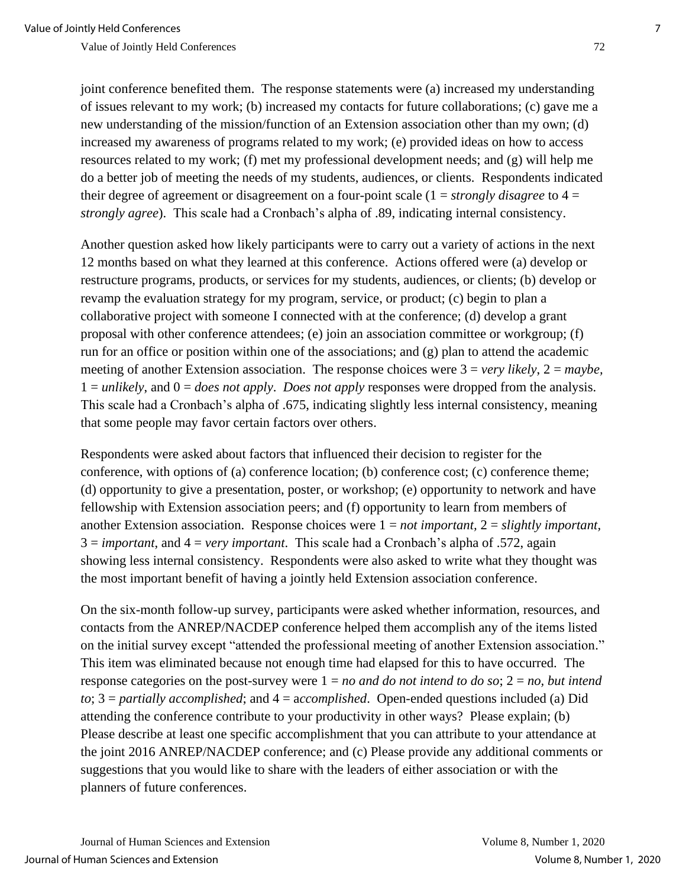joint conference benefited them. The response statements were (a) increased my understanding of issues relevant to my work; (b) increased my contacts for future collaborations; (c) gave me a new understanding of the mission/function of an Extension association other than my own; (d) increased my awareness of programs related to my work; (e) provided ideas on how to access resources related to my work; (f) met my professional development needs; and (g) will help me do a better job of meeting the needs of my students, audiences, or clients. Respondents indicated their degree of agreement or disagreement on a four-point scale (1 = *strongly disagree* to 4 = *strongly agree*). This scale had a Cronbach's alpha of .89, indicating internal consistency.

Another question asked how likely participants were to carry out a variety of actions in the next 12 months based on what they learned at this conference. Actions offered were (a) develop or restructure programs, products, or services for my students, audiences, or clients; (b) develop or revamp the evaluation strategy for my program, service, or product; (c) begin to plan a collaborative project with someone I connected with at the conference; (d) develop a grant proposal with other conference attendees; (e) join an association committee or workgroup; (f) run for an office or position within one of the associations; and (g) plan to attend the academic meeting of another Extension association. The response choices were 3 = *very likely*, 2 = *maybe*, 1 = *unlikely*, and 0 = *does not apply*. *Does not apply* responses were dropped from the analysis. This scale had a Cronbach's alpha of .675, indicating slightly less internal consistency, meaning that some people may favor certain factors over others.

Respondents were asked about factors that influenced their decision to register for the conference, with options of (a) conference location; (b) conference cost; (c) conference theme; (d) opportunity to give a presentation, poster, or workshop; (e) opportunity to network and have fellowship with Extension association peers; and (f) opportunity to learn from members of another Extension association. Response choices were 1 = *not important*, 2 = *slightly important*, 3 = *important*, and 4 = *very important*. This scale had a Cronbach's alpha of .572, again showing less internal consistency. Respondents were also asked to write what they thought was the most important benefit of having a jointly held Extension association conference.

On the six-month follow-up survey, participants were asked whether information, resources, and contacts from the ANREP/NACDEP conference helped them accomplish any of the items listed on the initial survey except "attended the professional meeting of another Extension association." This item was eliminated because not enough time had elapsed for this to have occurred. The response categories on the post-survey were 1 = *no and do not intend to do so*; 2 = *no, but intend to*; 3 = *partially accomplished*; and 4 = a*ccomplished*. Open-ended questions included (a) Did attending the conference contribute to your productivity in other ways? Please explain; (b) Please describe at least one specific accomplishment that you can attribute to your attendance at the joint 2016 ANREP/NACDEP conference; and (c) Please provide any additional comments or suggestions that you would like to share with the leaders of either association or with the planners of future conferences.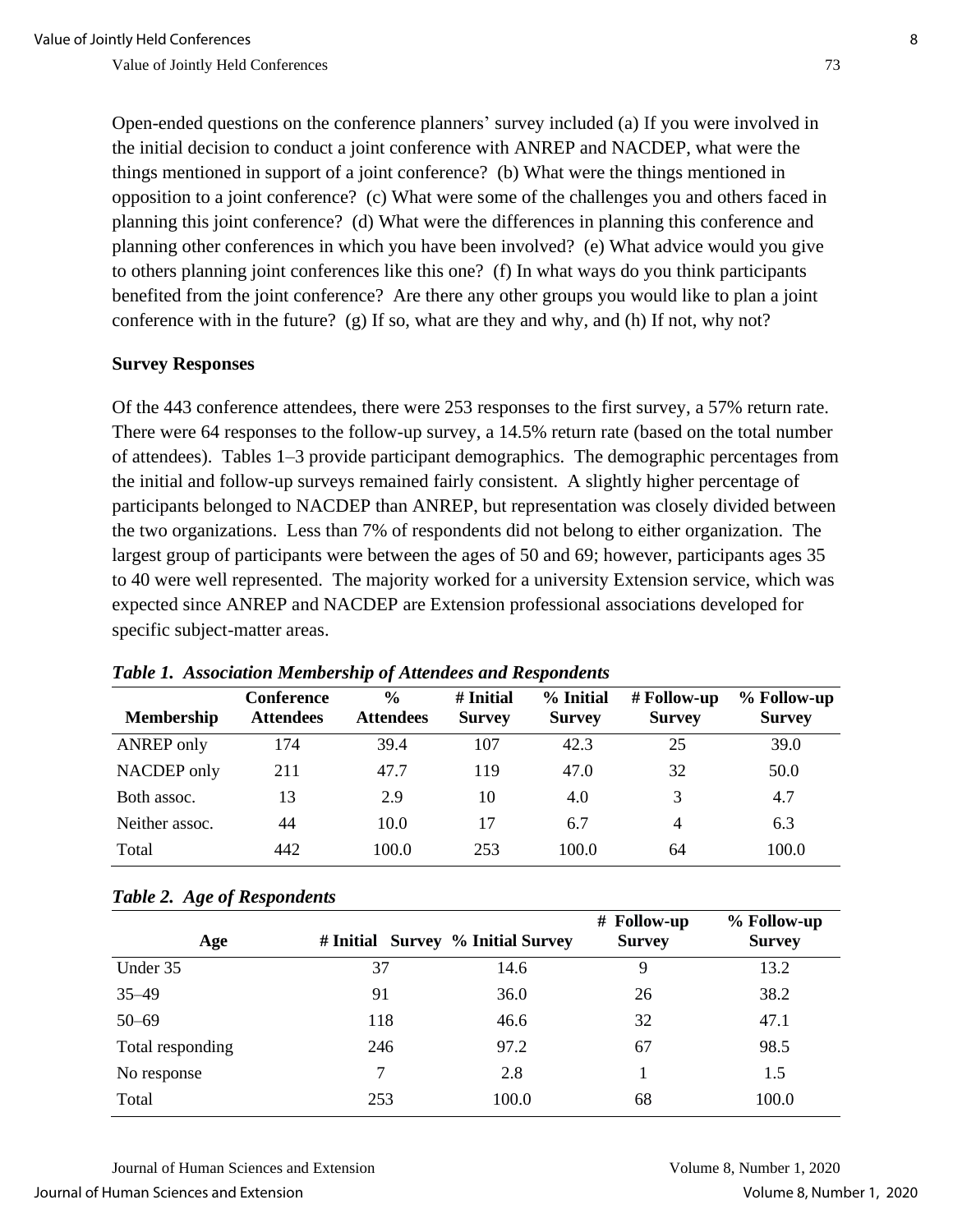Open-ended questions on the conference planners' survey included (a) If you were involved in the initial decision to conduct a joint conference with ANREP and NACDEP, what were the things mentioned in support of a joint conference? (b) What were the things mentioned in opposition to a joint conference? (c) What were some of the challenges you and others faced in planning this joint conference? (d) What were the differences in planning this conference and planning other conferences in which you have been involved? (e) What advice would you give to others planning joint conferences like this one? (f) In what ways do you think participants benefited from the joint conference? Are there any other groups you would like to plan a joint conference with in the future? (g) If so, what are they and why, and (h) If not, why not?

### Survey Responses

Of the 443 conference attendees, there were 253 responses to the first survey, a 57% return rate. There were 64 responses to the follow-up survey, a 14.5% return rate (based on the total number of attendees). Tables 1–3 provide participant demographics. The demographic percentages from the initial and follow-up surveys remained fairly consistent. A slightly higher percentage of participants belonged to NACDEP than ANREP, but representation was closely divided between the two organizations. Less than 7% of respondents did not belong to either organization. The largest group of participants were between the ages of 50 and 69; however, participants ages 35 to 40 were well represented. The majority worked for a university Extension service, which was expected since ANREP and NACDEP are Extension professional associations developed for specific subject-matter areas.

***Table 1. Association Membership of Attendees and Respondents***

| Membership | Conference Attendees | % Attendees | # Initial Survey | % Initial Survey | # Follow-up Survey | % Follow-up Survey |
|---|---|---|---|---|---|---|
| ANREP only | 174 | 39.4 | 107 | 42.3 | 25 | 39.0 |
| NACDEP only | 211 | 47.7 | 119 | 47.0 | 32 | 50.0 |
| Both assoc. | 13 | 2.9 | 10 | 4.0 | 3 | 4.7 |
| Neither assoc. | 44 | 10.0 | 17 | 6.7 | 4 | 6.3 |
| Total | 442 | 100.0 | 253 | 100.0 | 64 | 100.0 |

***Table 2. Age of Respondents***

| Age | # Initial Survey | % Initial Survey | # Follow-up Survey | % Follow-up Survey |
|---|---|---|---|---|
| Under 35 | 37 | 14.6 | 9 | 13.2 |
| 35–49 | 91 | 36.0 | 26 | 38.2 |
| 50–69 | 118 | 46.6 | 32 | 47.1 |
| Total responding | 246 | 97.2 | 67 | 98.5 |
| No response | 7 | 2.8 | 1 | 1.5 |
| Total | 253 | 100.0 | 68 | 100.0 |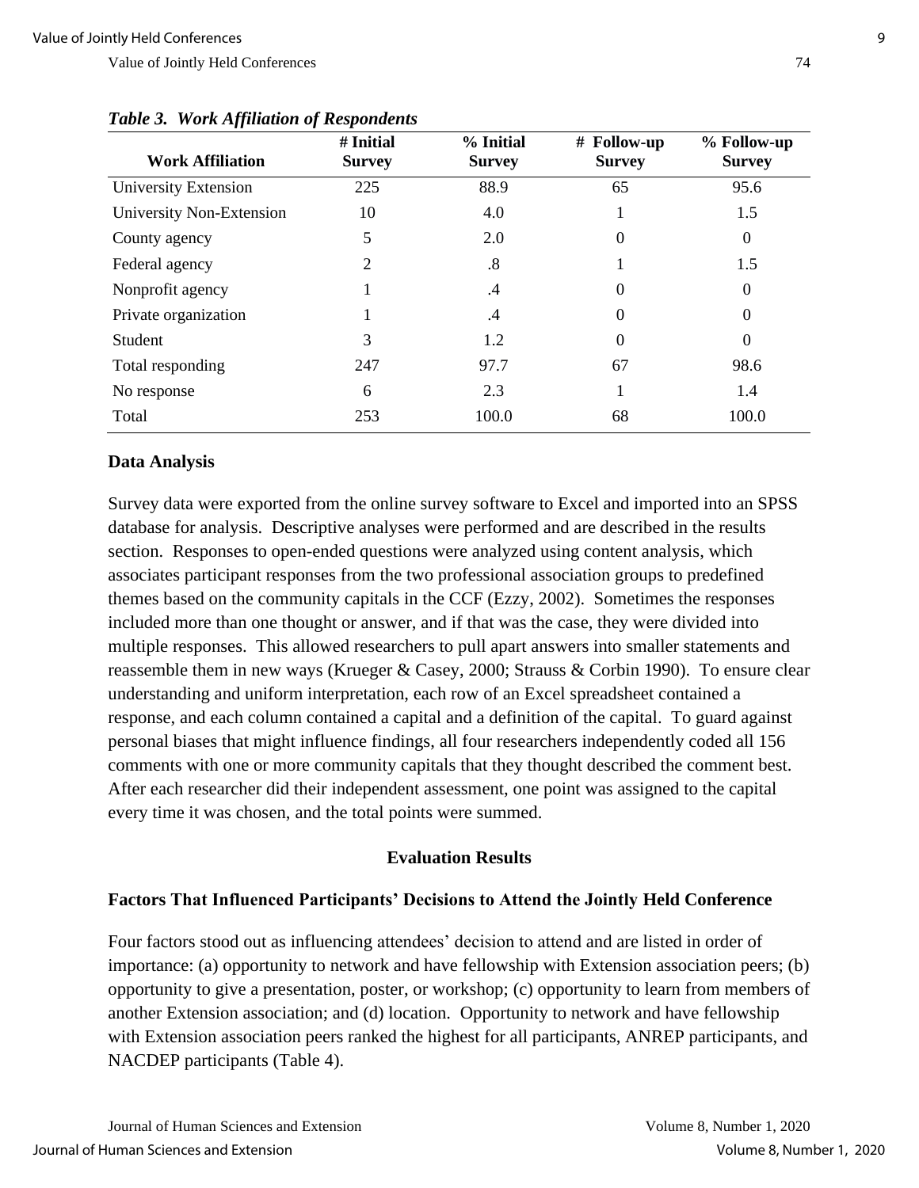*Table 3. Work Affiliation of Respondents*

| Work Affiliation | # Initial Survey | % Initial Survey | # Follow-up Survey | % Follow-up Survey |
|---|---|---|---|---|
| University Extension | 225 | 88.9 | 65 | 95.6 |
| University Non-Extension | 10 | 4.0 | 1 | 1.5 |
| County agency | 5 | 2.0 | 0 | 0 |
| Federal agency | 2 | .8 | 1 | 1.5 |
| Nonprofit agency | 1 | .4 | 0 | 0 |
| Private organization | 1 | .4 | 0 | 0 |
| Student | 3 | 1.2 | 0 | 0 |
| Total responding | 247 | 97.7 | 67 | 98.6 |
| No response | 6 | 2.3 | 1 | 1.4 |
| Total | 253 | 100.0 | 68 | 100.0 |

### Data Analysis

Survey data were exported from the online survey software to Excel and imported into an SPSS database for analysis. Descriptive analyses were performed and are described in the results section. Responses to open-ended questions were analyzed using content analysis, which associates participant responses from the two professional association groups to predefined themes based on the community capitals in the CCF (Ezzy, 2002). Sometimes the responses included more than one thought or answer, and if that was the case, they were divided into multiple responses. This allowed researchers to pull apart answers into smaller statements and reassemble them in new ways (Krueger & Casey, 2000; Strauss & Corbin 1990). To ensure clear understanding and uniform interpretation, each row of an Excel spreadsheet contained a response, and each column contained a capital and a definition of the capital. To guard against personal biases that might influence findings, all four researchers independently coded all 156 comments with one or more community capitals that they thought described the comment best. After each researcher did their independent assessment, one point was assigned to the capital every time it was chosen, and the total points were summed.

## Evaluation Results

### Factors That Influenced Participants' Decisions to Attend the Jointly Held Conference

Four factors stood out as influencing attendees' decision to attend and are listed in order of importance: (a) opportunity to network and have fellowship with Extension association peers; (b) opportunity to give a presentation, poster, or workshop; (c) opportunity to learn from members of another Extension association; and (d) location. Opportunity to network and have fellowship with Extension association peers ranked the highest for all participants, ANREP participants, and NACDEP participants (Table 4).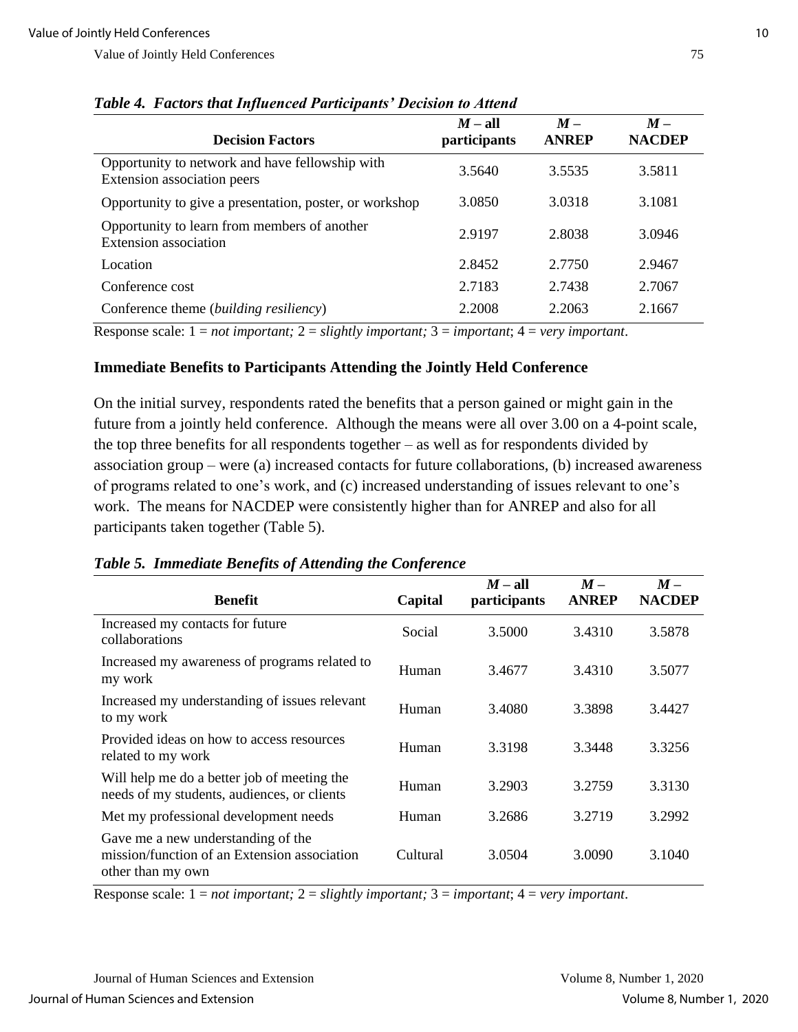***Table 4. Factors that Influenced Participants' Decision to Attend***

| Decision Factors | *M* – all participants | *M* – ANREP | *M* – NACDEP |
|---|---|---|---|
| Opportunity to network and have fellowship with Extension association peers | 3.5640 | 3.5535 | 3.5811 |
| Opportunity to give a presentation, poster, or workshop | 3.0850 | 3.0318 | 3.1081 |
| Opportunity to learn from members of another Extension association | 2.9197 | 2.8038 | 3.0946 |
| Location | 2.8452 | 2.7750 | 2.9467 |
| Conference cost | 2.7183 | 2.7438 | 2.7067 |
| Conference theme (*building resiliency*) | 2.2008 | 2.2063 | 2.1667 |

Response scale: 1 = *not important;* 2 = *slightly important;* 3 = *important*; 4 = *very important*.

### Immediate Benefits to Participants Attending the Jointly Held Conference

On the initial survey, respondents rated the benefits that a person gained or might gain in the future from a jointly held conference. Although the means were all over 3.00 on a 4-point scale, the top three benefits for all respondents together – as well as for respondents divided by association group – were (a) increased contacts for future collaborations, (b) increased awareness of programs related to one's work, and (c) increased understanding of issues relevant to one's work. The means for NACDEP were consistently higher than for ANREP and also for all participants taken together (Table 5).

***Table 5. Immediate Benefits of Attending the Conference***

| Benefit | Capital | *M* – all participants | *M* – ANREP | *M* – NACDEP |
|---|---|---|---|---|
| Increased my contacts for future collaborations | Social | 3.5000 | 3.4310 | 3.5878 |
| Increased my awareness of programs related to my work | Human | 3.4677 | 3.4310 | 3.5077 |
| Increased my understanding of issues relevant to my work | Human | 3.4080 | 3.3898 | 3.4427 |
| Provided ideas on how to access resources related to my work | Human | 3.3198 | 3.3448 | 3.3256 |
| Will help me do a better job of meeting the needs of my students, audiences, or clients | Human | 3.2903 | 3.2759 | 3.3130 |
| Met my professional development needs | Human | 3.2686 | 3.2719 | 3.2992 |
| Gave me a new understanding of the mission/function of an Extension association other than my own | Cultural | 3.0504 | 3.0090 | 3.1040 |

Response scale: 1 = *not important;* 2 = *slightly important;* 3 = *important*; 4 = *very important*.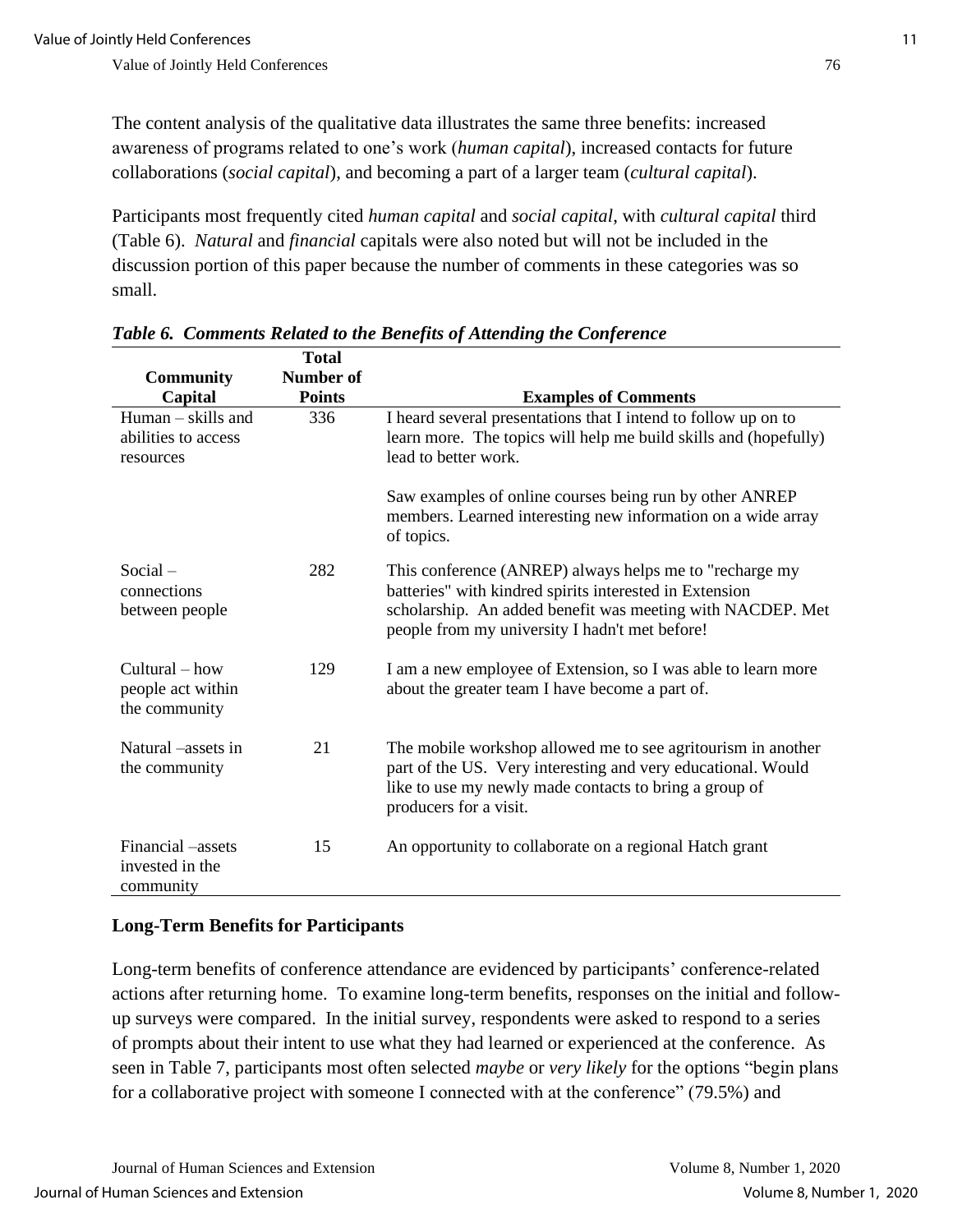The content analysis of the qualitative data illustrates the same three benefits: increased awareness of programs related to one's work (*human capital*), increased contacts for future collaborations (*social capital*), and becoming a part of a larger team (*cultural capital*).

Participants most frequently cited *human capital* and *social capital*, with *cultural capital* third (Table 6). *Natural* and *financial* capitals were also noted but will not be included in the discussion portion of this paper because the number of comments in these categories was so small.

***Table 6. Comments Related to the Benefits of Attending the Conference***

| Community Capital | Total Number of Points | Examples of Comments |
|---|---|---|
| Human – skills and abilities to access resources | 336 | I heard several presentations that I intend to follow up on to learn more. The topics will help me build skills and (hopefully) lead to better work.<br><br>Saw examples of online courses being run by other ANREP members. Learned interesting new information on a wide array of topics. |
| Social – connections between people | 282 | This conference (ANREP) always helps me to "recharge my batteries" with kindred spirits interested in Extension scholarship. An added benefit was meeting with NACDEP. Met people from my university I hadn't met before! |
| Cultural – how people act within the community | 129 | I am a new employee of Extension, so I was able to learn more about the greater team I have become a part of. |
| Natural –assets in the community | 21 | The mobile workshop allowed me to see agritourism in another part of the US. Very interesting and very educational. Would like to use my newly made contacts to bring a group of producers for a visit. |
| Financial –assets invested in the community | 15 | An opportunity to collaborate on a regional Hatch grant |

**Long-Term Benefits for Participants**

Long-term benefits of conference attendance are evidenced by participants' conference-related actions after returning home. To examine long-term benefits, responses on the initial and follow-up surveys were compared. In the initial survey, respondents were asked to respond to a series of prompts about their intent to use what they had learned or experienced at the conference. As seen in Table 7, participants most often selected *maybe* or *very likely* for the options "begin plans for a collaborative project with someone I connected with at the conference" (79.5%) and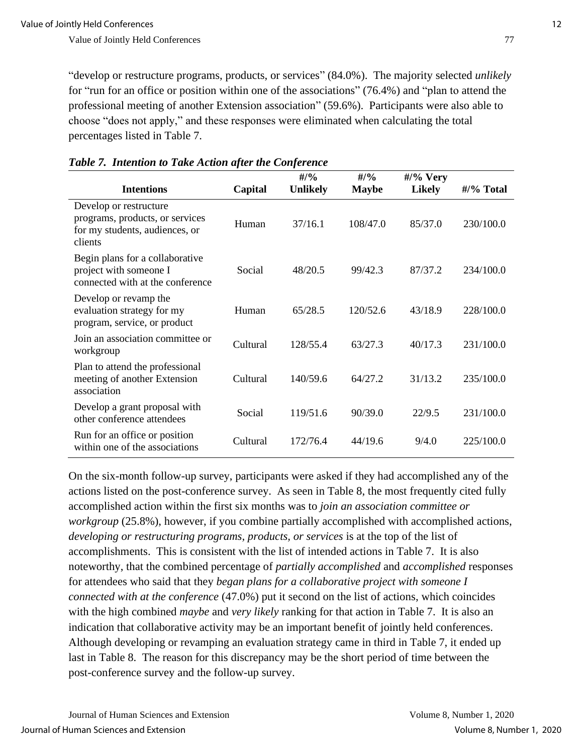"develop or restructure programs, products, or services" (84.0%). The majority selected *unlikely* for "run for an office or position within one of the associations" (76.4%) and "plan to attend the professional meeting of another Extension association" (59.6%). Participants were also able to choose "does not apply," and these responses were eliminated when calculating the total percentages listed in Table 7.

***Table 7. Intention to Take Action after the Conference***

| Intentions | Capital | #/% Unlikely | #/% Maybe | #/% Very Likely | #/% Total |
|---|---|---|---|---|---|
| Develop or restructure programs, products, or services for my students, audiences, or clients | Human | 37/16.1 | 108/47.0 | 85/37.0 | 230/100.0 |
| Begin plans for a collaborative project with someone I connected with at the conference | Social | 48/20.5 | 99/42.3 | 87/37.2 | 234/100.0 |
| Develop or revamp the evaluation strategy for my program, service, or product | Human | 65/28.5 | 120/52.6 | 43/18.9 | 228/100.0 |
| Join an association committee or workgroup | Cultural | 128/55.4 | 63/27.3 | 40/17.3 | 231/100.0 |
| Plan to attend the professional meeting of another Extension association | Cultural | 140/59.6 | 64/27.2 | 31/13.2 | 235/100.0 |
| Develop a grant proposal with other conference attendees | Social | 119/51.6 | 90/39.0 | 22/9.5 | 231/100.0 |
| Run for an office or position within one of the associations | Cultural | 172/76.4 | 44/19.6 | 9/4.0 | 225/100.0 |

On the six-month follow-up survey, participants were asked if they had accomplished any of the actions listed on the post-conference survey. As seen in Table 8, the most frequently cited fully accomplished action within the first six months was to *join an association committee or workgroup* (25.8%), however, if you combine partially accomplished with accomplished actions, *developing or restructuring programs, products, or services* is at the top of the list of accomplishments. This is consistent with the list of intended actions in Table 7. It is also noteworthy, that the combined percentage of *partially accomplished* and *accomplished* responses for attendees who said that they *began plans for a collaborative project with someone I connected with at the conference* (47.0%) put it second on the list of actions, which coincides with the high combined *maybe* and *very likely* ranking for that action in Table 7. It is also an indication that collaborative activity may be an important benefit of jointly held conferences. Although developing or revamping an evaluation strategy came in third in Table 7, it ended up last in Table 8. The reason for this discrepancy may be the short period of time between the post-conference survey and the follow-up survey.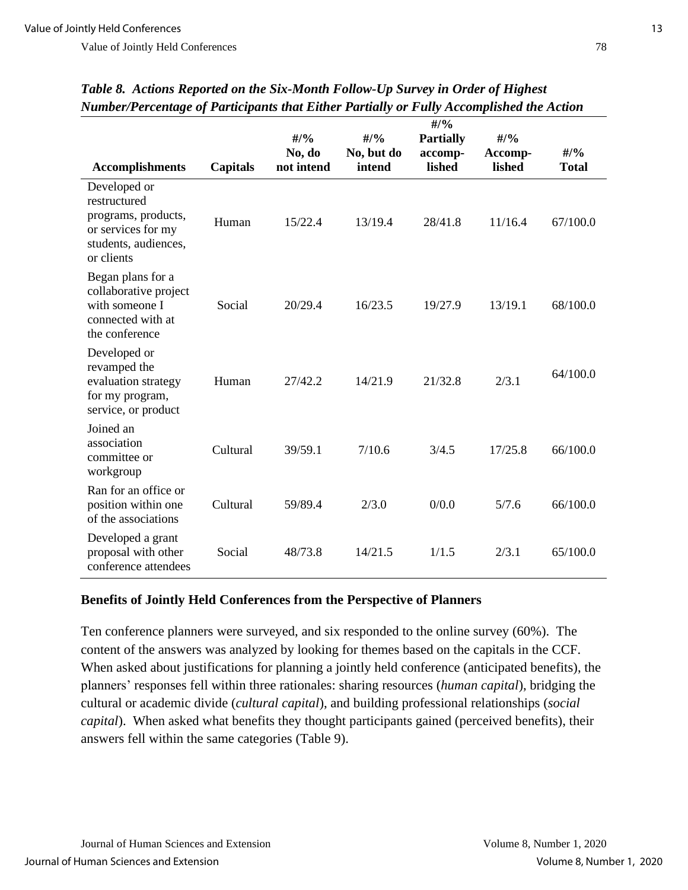***Table 8. Actions Reported on the Six-Month Follow-Up Survey in Order of Highest Number/Percentage of Participants that Either Partially or Fully Accomplished the Action***

| Accomplishments | Capitals | #/% No, do not intend | #/% No, but do intend | #/% Partially accomplished | #/% Accomplished | #/% Total |
|---|---|---|---|---|---|---|
| Developed or restructured programs, products, or services for my students, audiences, or clients | Human | 15/22.4 | 13/19.4 | 28/41.8 | 11/16.4 | 67/100.0 |
| Began plans for a collaborative project with someone I connected with at the conference | Social | 20/29.4 | 16/23.5 | 19/27.9 | 13/19.1 | 68/100.0 |
| Developed or revamped the evaluation strategy for my program, service, or product | Human | 27/42.2 | 14/21.9 | 21/32.8 | 2/3.1 | 64/100.0 |
| Joined an association committee or workgroup | Cultural | 39/59.1 | 7/10.6 | 3/4.5 | 17/25.8 | 66/100.0 |
| Ran for an office or position within one of the associations | Cultural | 59/89.4 | 2/3.0 | 0/0.0 | 5/7.6 | 66/100.0 |
| Developed a grant proposal with other conference attendees | Social | 48/73.8 | 14/21.5 | 1/1.5 | 2/3.1 | 65/100.0 |

## Benefits of Jointly Held Conferences from the Perspective of Planners

Ten conference planners were surveyed, and six responded to the online survey (60%). The content of the answers was analyzed by looking for themes based on the capitals in the CCF. When asked about justifications for planning a jointly held conference (anticipated benefits), the planners' responses fell within three rationales: sharing resources (*human capital*), bridging the cultural or academic divide (*cultural capital*), and building professional relationships (*social capital*). When asked what benefits they thought participants gained (perceived benefits), their answers fell within the same categories (Table 9).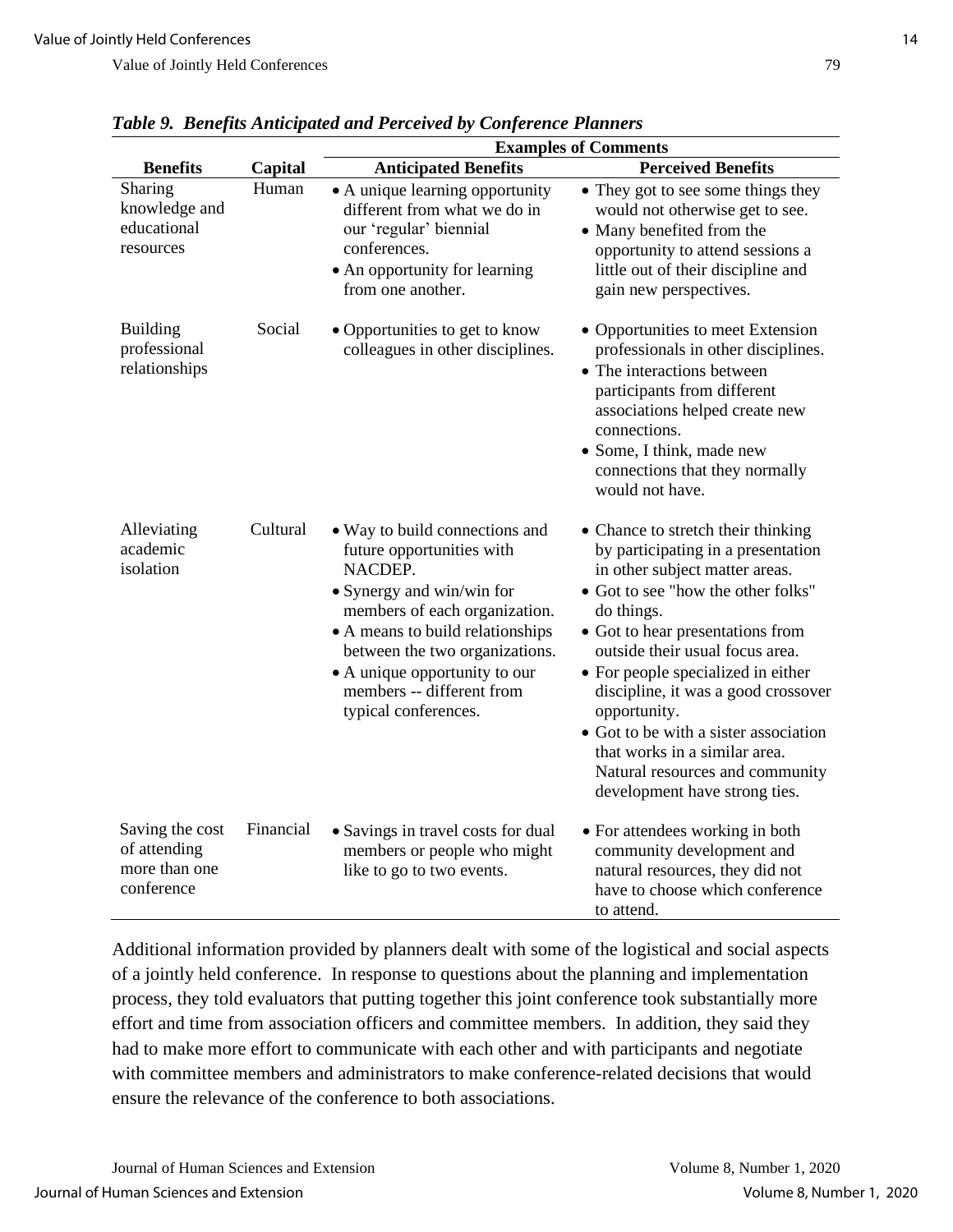***Table 9. Benefits Anticipated and Perceived by Conference Planners***

| Benefits | Capital | Examples of Comments | |
|---|---|---|---|
| | | **Anticipated Benefits** | **Perceived Benefits** |
| Sharing knowledge and educational resources | Human | • A unique learning opportunity different from what we do in our 'regular' biennial conferences.<br>• An opportunity for learning from one another. | • They got to see some things they would not otherwise get to see.<br>• Many benefited from the opportunity to attend sessions a little out of their discipline and gain new perspectives. |
| Building professional relationships | Social | • Opportunities to get to know colleagues in other disciplines. | • Opportunities to meet Extension professionals in other disciplines.<br>• The interactions between participants from different associations helped create new connections.<br>• Some, I think, made new connections that they normally would not have. |
| Alleviating academic isolation | Cultural | • Way to build connections and future opportunities with NACDEP.<br>• Synergy and win/win for members of each organization.<br>• A means to build relationships between the two organizations.<br>• A unique opportunity to our members -- different from typical conferences. | • Chance to stretch their thinking by participating in a presentation in other subject matter areas.<br>• Got to see "how the other folks" do things.<br>• Got to hear presentations from outside their usual focus area.<br>• For people specialized in either discipline, it was a good crossover opportunity.<br>• Got to be with a sister association that works in a similar area. Natural resources and community development have strong ties. |
| Saving the cost of attending more than one conference | Financial | • Savings in travel costs for dual members or people who might like to go to two events. | • For attendees working in both community development and natural resources, they did not have to choose which conference to attend. |

Additional information provided by planners dealt with some of the logistical and social aspects of a jointly held conference. In response to questions about the planning and implementation process, they told evaluators that putting together this joint conference took substantially more effort and time from association officers and committee members. In addition, they said they had to make more effort to communicate with each other and with participants and negotiate with committee members and administrators to make conference-related decisions that would ensure the relevance of the conference to both associations.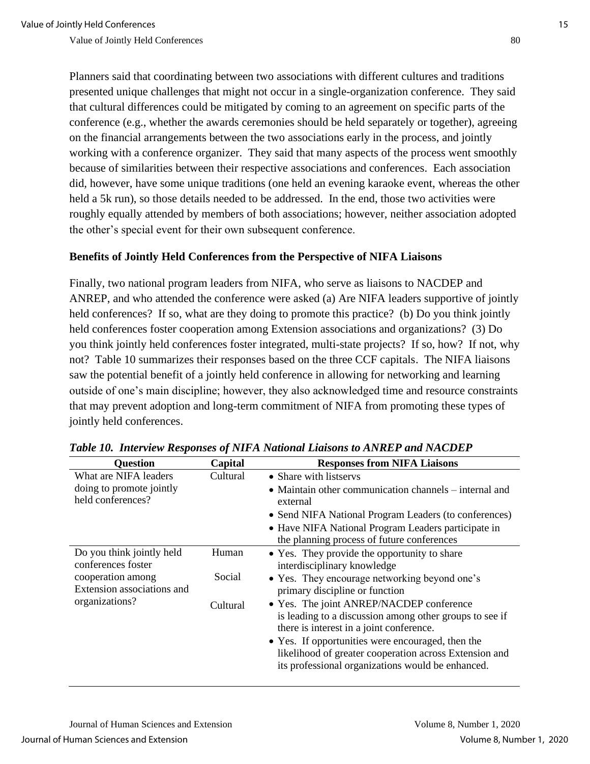Planners said that coordinating between two associations with different cultures and traditions presented unique challenges that might not occur in a single-organization conference. They said that cultural differences could be mitigated by coming to an agreement on specific parts of the conference (e.g., whether the awards ceremonies should be held separately or together), agreeing on the financial arrangements between the two associations early in the process, and jointly working with a conference organizer. They said that many aspects of the process went smoothly because of similarities between their respective associations and conferences. Each association did, however, have some unique traditions (one held an evening karaoke event, whereas the other held a 5k run), so those details needed to be addressed. In the end, those two activities were roughly equally attended by members of both associations; however, neither association adopted the other's special event for their own subsequent conference.

### Benefits of Jointly Held Conferences from the Perspective of NIFA Liaisons

Finally, two national program leaders from NIFA, who serve as liaisons to NACDEP and ANREP, and who attended the conference were asked (a) Are NIFA leaders supportive of jointly held conferences? If so, what are they doing to promote this practice? (b) Do you think jointly held conferences foster cooperation among Extension associations and organizations? (3) Do you think jointly held conferences foster integrated, multi-state projects? If so, how? If not, why not? Table 10 summarizes their responses based on the three CCF capitals. The NIFA liaisons saw the potential benefit of a jointly held conference in allowing for networking and learning outside of one's main discipline; however, they also acknowledged time and resource constraints that may prevent adoption and long-term commitment of NIFA from promoting these types of jointly held conferences.

***Table 10. Interview Responses of NIFA National Liaisons to ANREP and NACDEP***

| Question | Capital | Responses from NIFA Liaisons |
|---|---|---|
| What are NIFA leaders doing to promote jointly held conferences? | Cultural | • Share with listservs<br>• Maintain other communication channels – internal and external<br>• Send NIFA National Program Leaders (to conferences)<br>• Have NIFA National Program Leaders participate in the planning process of future conferences |
| Do you think jointly held conferences foster cooperation among Extension associations and organizations? | Human | • Yes. They provide the opportunity to share interdisciplinary knowledge |
| | Social | • Yes. They encourage networking beyond one's primary discipline or function |
| | Cultural | • Yes. The joint ANREP/NACDEP conference is leading to a discussion among other groups to see if there is interest in a joint conference.<br>• Yes. If opportunities were encouraged, then the likelihood of greater cooperation across Extension and its professional organizations would be enhanced. |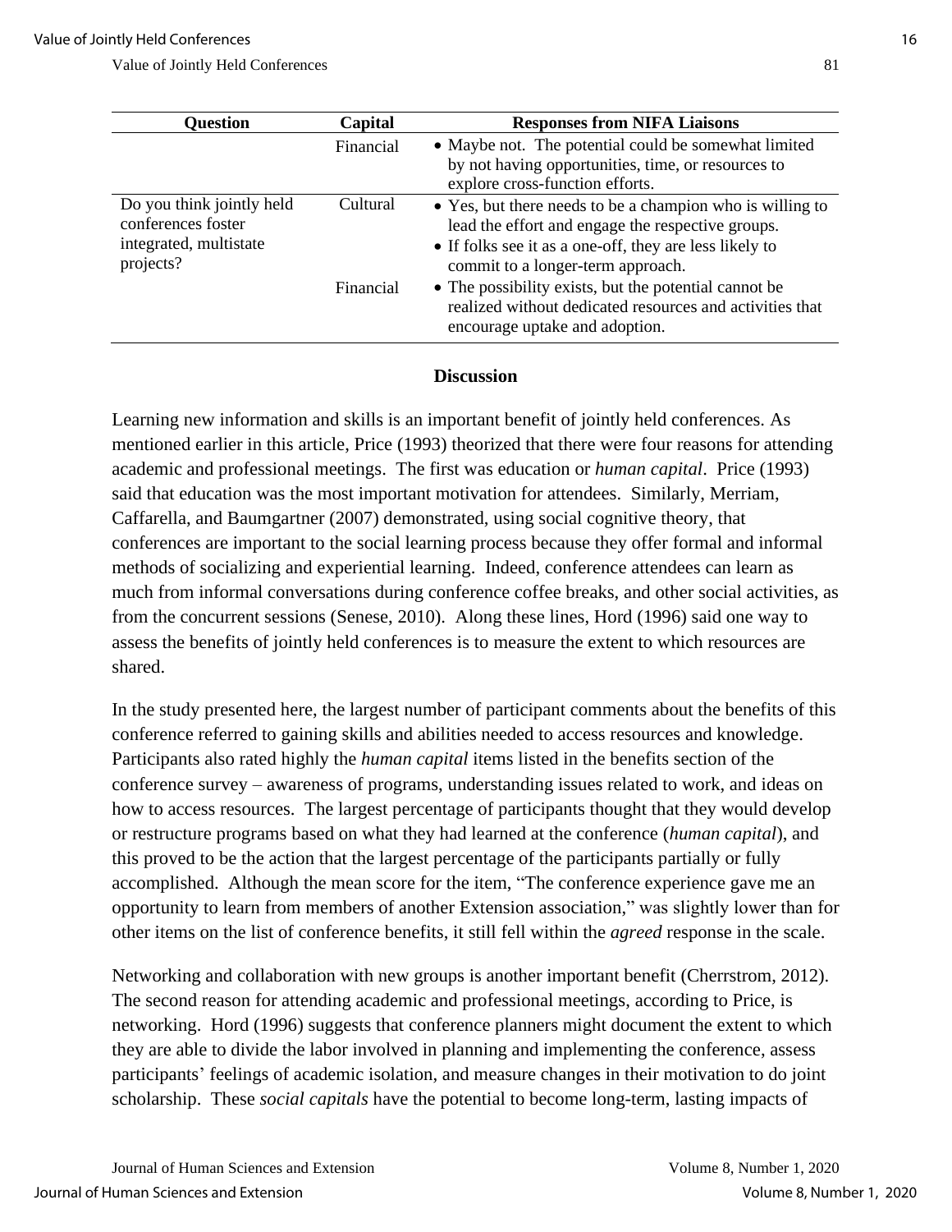| Question | Capital | Responses from NIFA Liaisons |
|---|---|---|
| | Financial | • Maybe not. The potential could be somewhat limited by not having opportunities, time, or resources to explore cross-function efforts. |
| Do you think jointly held conferences foster integrated, multistate projects? | Cultural | • Yes, but there needs to be a champion who is willing to lead the effort and engage the respective groups. • If folks see it as a one-off, they are less likely to commit to a longer-term approach. |
| | Financial | • The possibility exists, but the potential cannot be realized without dedicated resources and activities that encourage uptake and adoption. |

## Discussion

Learning new information and skills is an important benefit of jointly held conferences. As mentioned earlier in this article, Price (1993) theorized that there were four reasons for attending academic and professional meetings. The first was education or *human capital*. Price (1993) said that education was the most important motivation for attendees. Similarly, Merriam, Caffarella, and Baumgartner (2007) demonstrated, using social cognitive theory, that conferences are important to the social learning process because they offer formal and informal methods of socializing and experiential learning. Indeed, conference attendees can learn as much from informal conversations during conference coffee breaks, and other social activities, as from the concurrent sessions (Senese, 2010). Along these lines, Hord (1996) said one way to assess the benefits of jointly held conferences is to measure the extent to which resources are shared.

In the study presented here, the largest number of participant comments about the benefits of this conference referred to gaining skills and abilities needed to access resources and knowledge. Participants also rated highly the *human capital* items listed in the benefits section of the conference survey – awareness of programs, understanding issues related to work, and ideas on how to access resources. The largest percentage of participants thought that they would develop or restructure programs based on what they had learned at the conference (*human capital*), and this proved to be the action that the largest percentage of the participants partially or fully accomplished. Although the mean score for the item, "The conference experience gave me an opportunity to learn from members of another Extension association," was slightly lower than for other items on the list of conference benefits, it still fell within the *agreed* response in the scale.

Networking and collaboration with new groups is another important benefit (Cherrstrom, 2012). The second reason for attending academic and professional meetings, according to Price, is networking. Hord (1996) suggests that conference planners might document the extent to which they are able to divide the labor involved in planning and implementing the conference, assess participants' feelings of academic isolation, and measure changes in their motivation to do joint scholarship. These *social capitals* have the potential to become long-term, lasting impacts of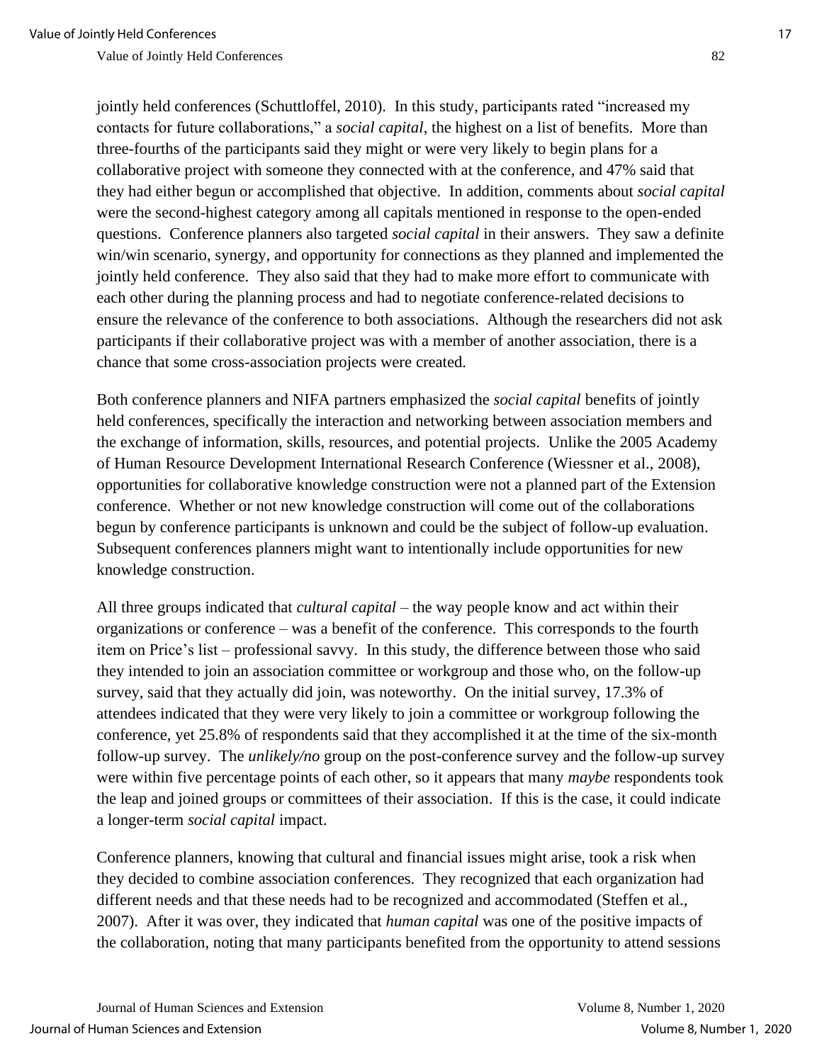jointly held conferences (Schuttloffel, 2010). In this study, participants rated "increased my contacts for future collaborations," a *social capital*, the highest on a list of benefits. More than three-fourths of the participants said they might or were very likely to begin plans for a collaborative project with someone they connected with at the conference, and 47% said that they had either begun or accomplished that objective. In addition, comments about *social capital* were the second-highest category among all capitals mentioned in response to the open-ended questions. Conference planners also targeted *social capital* in their answers. They saw a definite win/win scenario, synergy, and opportunity for connections as they planned and implemented the jointly held conference. They also said that they had to make more effort to communicate with each other during the planning process and had to negotiate conference-related decisions to ensure the relevance of the conference to both associations. Although the researchers did not ask participants if their collaborative project was with a member of another association, there is a chance that some cross-association projects were created.

Both conference planners and NIFA partners emphasized the *social capital* benefits of jointly held conferences, specifically the interaction and networking between association members and the exchange of information, skills, resources, and potential projects. Unlike the 2005 Academy of Human Resource Development International Research Conference (Wiessner et al., 2008), opportunities for collaborative knowledge construction were not a planned part of the Extension conference. Whether or not new knowledge construction will come out of the collaborations begun by conference participants is unknown and could be the subject of follow-up evaluation. Subsequent conferences planners might want to intentionally include opportunities for new knowledge construction.

All three groups indicated that *cultural capital* – the way people know and act within their organizations or conference – was a benefit of the conference. This corresponds to the fourth item on Price's list – professional savvy. In this study, the difference between those who said they intended to join an association committee or workgroup and those who, on the follow-up survey, said that they actually did join, was noteworthy. On the initial survey, 17.3% of attendees indicated that they were very likely to join a committee or workgroup following the conference, yet 25.8% of respondents said that they accomplished it at the time of the six-month follow-up survey. The *unlikely/no* group on the post-conference survey and the follow-up survey were within five percentage points of each other, so it appears that many *maybe* respondents took the leap and joined groups or committees of their association. If this is the case, it could indicate a longer-term *social capital* impact.

Conference planners, knowing that cultural and financial issues might arise, took a risk when they decided to combine association conferences. They recognized that each organization had different needs and that these needs had to be recognized and accommodated (Steffen et al., 2007). After it was over, they indicated that *human capital* was one of the positive impacts of the collaboration, noting that many participants benefited from the opportunity to attend sessions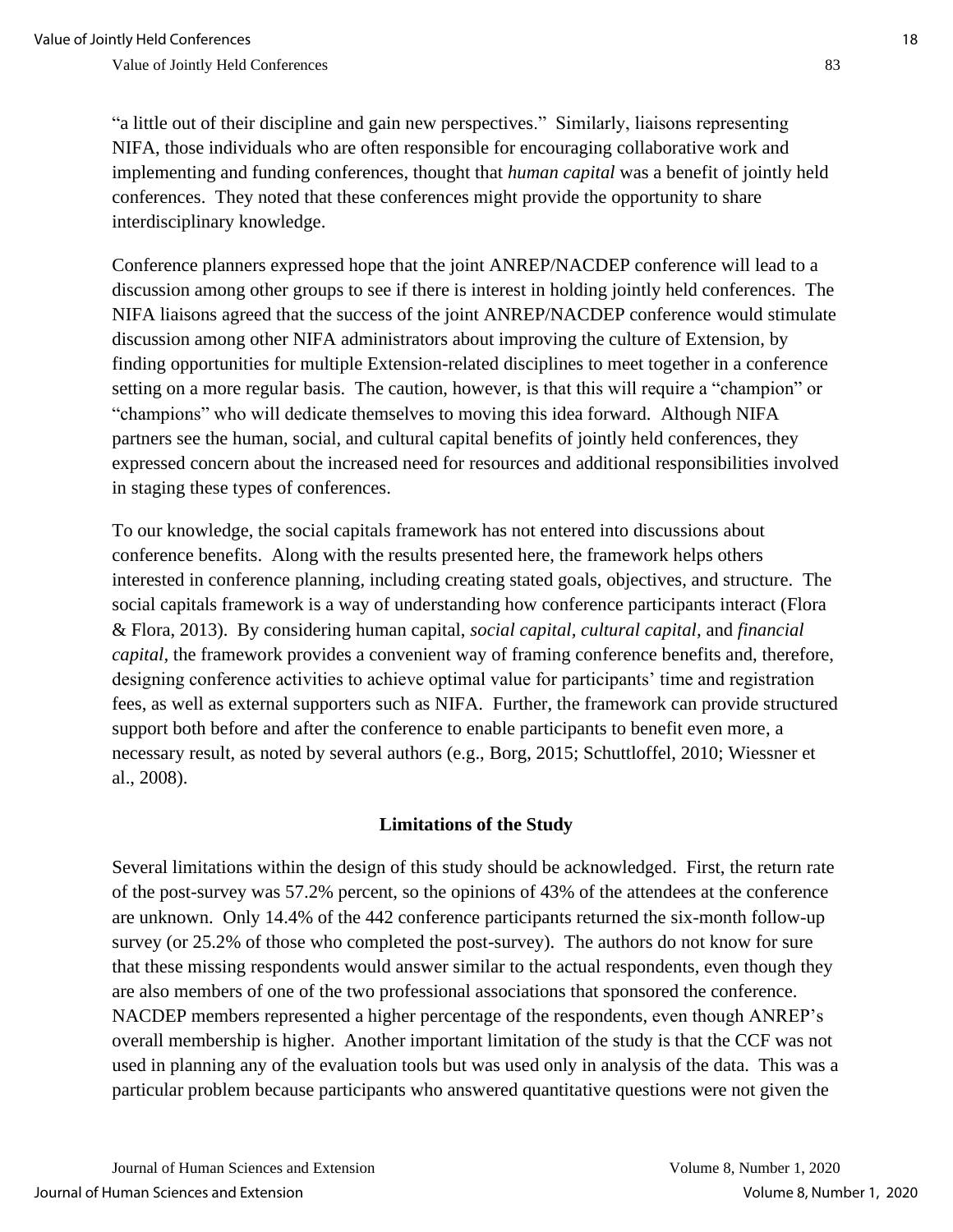"a little out of their discipline and gain new perspectives." Similarly, liaisons representing NIFA, those individuals who are often responsible for encouraging collaborative work and implementing and funding conferences, thought that *human capital* was a benefit of jointly held conferences. They noted that these conferences might provide the opportunity to share interdisciplinary knowledge.

Conference planners expressed hope that the joint ANREP/NACDEP conference will lead to a discussion among other groups to see if there is interest in holding jointly held conferences. The NIFA liaisons agreed that the success of the joint ANREP/NACDEP conference would stimulate discussion among other NIFA administrators about improving the culture of Extension, by finding opportunities for multiple Extension-related disciplines to meet together in a conference setting on a more regular basis. The caution, however, is that this will require a "champion" or "champions" who will dedicate themselves to moving this idea forward. Although NIFA partners see the human, social, and cultural capital benefits of jointly held conferences, they expressed concern about the increased need for resources and additional responsibilities involved in staging these types of conferences.

To our knowledge, the social capitals framework has not entered into discussions about conference benefits. Along with the results presented here, the framework helps others interested in conference planning, including creating stated goals, objectives, and structure. The social capitals framework is a way of understanding how conference participants interact (Flora & Flora, 2013). By considering human capital, *social capital*, *cultural capital*, and *financial capital*, the framework provides a convenient way of framing conference benefits and, therefore, designing conference activities to achieve optimal value for participants' time and registration fees, as well as external supporters such as NIFA. Further, the framework can provide structured support both before and after the conference to enable participants to benefit even more, a necessary result, as noted by several authors (e.g., Borg, 2015; Schuttloffel, 2010; Wiessner et al., 2008).

## Limitations of the Study

Several limitations within the design of this study should be acknowledged. First, the return rate of the post-survey was 57.2% percent, so the opinions of 43% of the attendees at the conference are unknown. Only 14.4% of the 442 conference participants returned the six-month follow-up survey (or 25.2% of those who completed the post-survey). The authors do not know for sure that these missing respondents would answer similar to the actual respondents, even though they are also members of one of the two professional associations that sponsored the conference. NACDEP members represented a higher percentage of the respondents, even though ANREP's overall membership is higher. Another important limitation of the study is that the CCF was not used in planning any of the evaluation tools but was used only in analysis of the data. This was a particular problem because participants who answered quantitative questions were not given the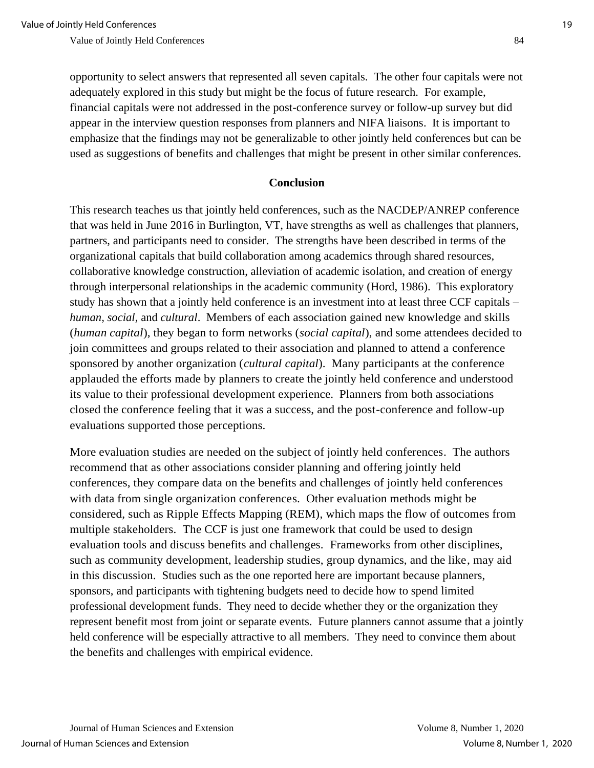opportunity to select answers that represented all seven capitals. The other four capitals were not adequately explored in this study but might be the focus of future research. For example, financial capitals were not addressed in the post-conference survey or follow-up survey but did appear in the interview question responses from planners and NIFA liaisons. It is important to emphasize that the findings may not be generalizable to other jointly held conferences but can be used as suggestions of benefits and challenges that might be present in other similar conferences.

## Conclusion

This research teaches us that jointly held conferences, such as the NACDEP/ANREP conference that was held in June 2016 in Burlington, VT, have strengths as well as challenges that planners, partners, and participants need to consider. The strengths have been described in terms of the organizational capitals that build collaboration among academics through shared resources, collaborative knowledge construction, alleviation of academic isolation, and creation of energy through interpersonal relationships in the academic community (Hord, 1986). This exploratory study has shown that a jointly held conference is an investment into at least three CCF capitals – *human, social,* and *cultural*. Members of each association gained new knowledge and skills (*human capital*), they began to form networks (*social capital*), and some attendees decided to join committees and groups related to their association and planned to attend a conference sponsored by another organization (*cultural capital*). Many participants at the conference applauded the efforts made by planners to create the jointly held conference and understood its value to their professional development experience. Planners from both associations closed the conference feeling that it was a success, and the post-conference and follow-up evaluations supported those perceptions.

More evaluation studies are needed on the subject of jointly held conferences. The authors recommend that as other associations consider planning and offering jointly held conferences, they compare data on the benefits and challenges of jointly held conferences with data from single organization conferences. Other evaluation methods might be considered, such as Ripple Effects Mapping (REM), which maps the flow of outcomes from multiple stakeholders. The CCF is just one framework that could be used to design evaluation tools and discuss benefits and challenges. Frameworks from other disciplines, such as community development, leadership studies, group dynamics, and the like, may aid in this discussion. Studies such as the one reported here are important because planners, sponsors, and participants with tightening budgets need to decide how to spend limited professional development funds. They need to decide whether they or the organization they represent benefit most from joint or separate events. Future planners cannot assume that a jointly held conference will be especially attractive to all members. They need to convince them about the benefits and challenges with empirical evidence.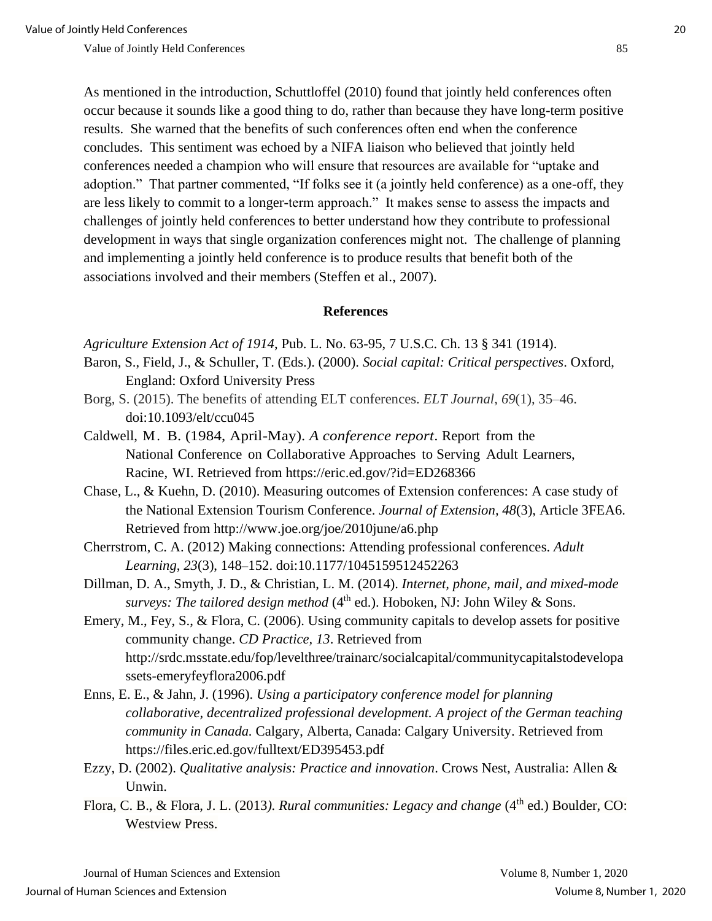As mentioned in the introduction, Schuttloffel (2010) found that jointly held conferences often occur because it sounds like a good thing to do, rather than because they have long-term positive results. She warned that the benefits of such conferences often end when the conference concludes. This sentiment was echoed by a NIFA liaison who believed that jointly held conferences needed a champion who will ensure that resources are available for "uptake and adoption." That partner commented, "If folks see it (a jointly held conference) as a one-off, they are less likely to commit to a longer-term approach." It makes sense to assess the impacts and challenges of jointly held conferences to better understand how they contribute to professional development in ways that single organization conferences might not. The challenge of planning and implementing a jointly held conference is to produce results that benefit both of the associations involved and their members (Steffen et al., 2007).

## References

*Agriculture Extension Act of 1914*, Pub. L. No. 63-95, 7 U.S.C. Ch. 13 § 341 (1914).

Baron, S., Field, J., & Schuller, T. (Eds.). (2000). *Social capital: Critical perspectives*. Oxford, England: Oxford University Press

Borg, S. (2015). The benefits of attending ELT conferences. *ELT Journal*, *69*(1), 35–46. doi:10.1093/elt/ccu045

Caldwell, M. B. (1984, April-May). *A conference report*. Report from the National Conference on Collaborative Approaches to Serving Adult Learners, Racine, WI. Retrieved from https://eric.ed.gov/?id=ED268366

Chase, L., & Kuehn, D. (2010). Measuring outcomes of Extension conferences: A case study of the National Extension Tourism Conference. *Journal of Extension*, *48*(3), Article 3FEA6. Retrieved from http://www.joe.org/joe/2010june/a6.php

Cherrstrom, C. A. (2012) Making connections: Attending professional conferences. *Adult Learning*, *23*(3), 148–152. doi:10.1177/1045159512452263

Dillman, D. A., Smyth, J. D., & Christian, L. M. (2014). *Internet, phone, mail, and mixed-mode surveys: The tailored design method* (4th ed.). Hoboken, NJ: John Wiley & Sons.

Emery, M., Fey, S., & Flora, C. (2006). Using community capitals to develop assets for positive community change. *CD Practice*, *13*. Retrieved from http://srdc.msstate.edu/fop/levelthree/trainarc/socialcapital/communitycapitalstodevelopassets-emeryfeyflora2006.pdf

Enns, E. E., & Jahn, J. (1996). *Using a participatory conference model for planning collaborative, decentralized professional development. A project of the German teaching community in Canada.* Calgary, Alberta, Canada: Calgary University. Retrieved from https://files.eric.ed.gov/fulltext/ED395453.pdf

Ezzy, D. (2002). *Qualitative analysis: Practice and innovation*. Crows Nest, Australia: Allen & Unwin.

Flora, C. B., & Flora, J. L. (2013*). Rural communities: Legacy and change* (4th ed.) Boulder, CO: Westview Press.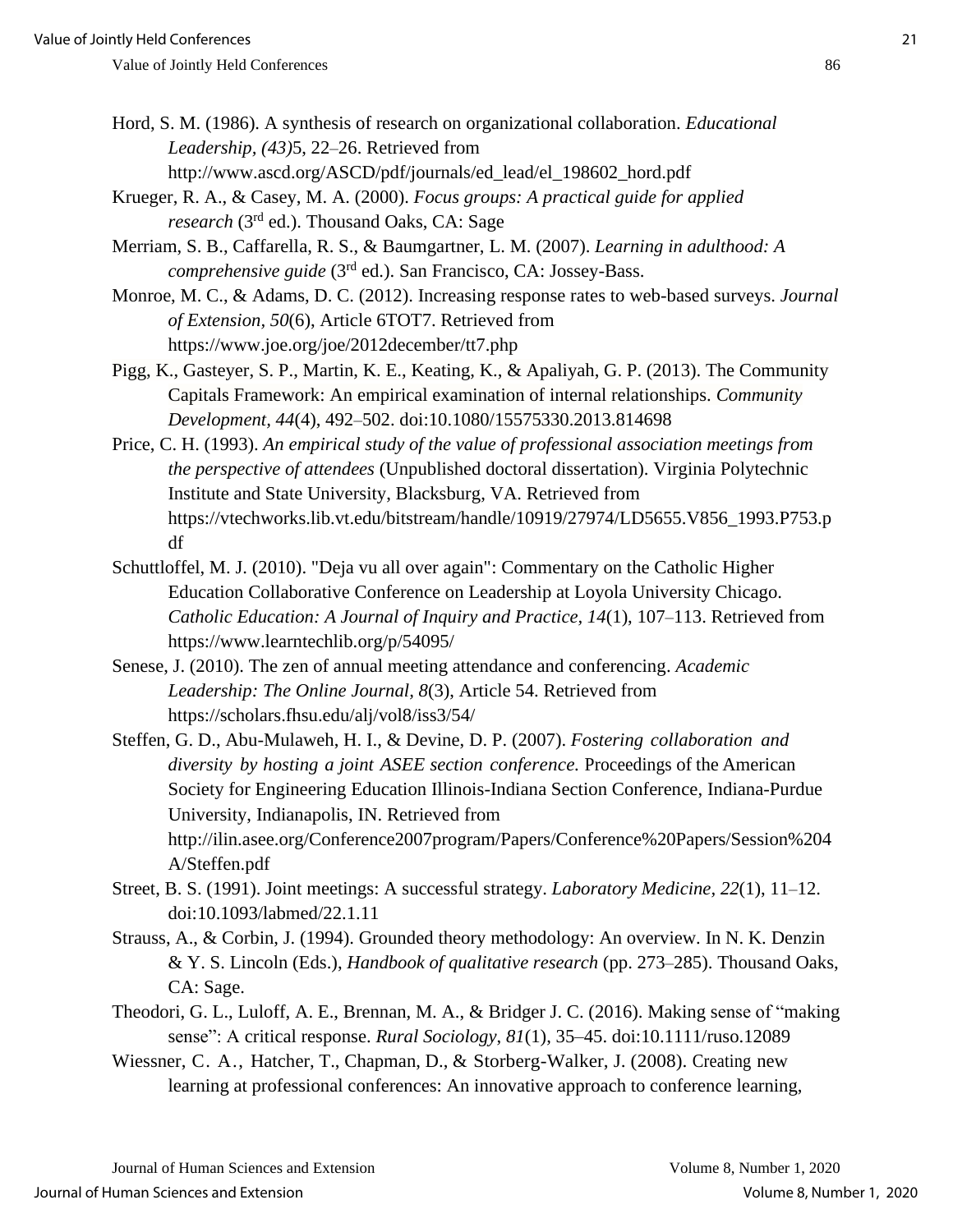Hord, S. M. (1986). A synthesis of research on organizational collaboration. *Educational Leadership, (43)*5, 22–26. Retrieved from http://www.ascd.org/ASCD/pdf/journals/ed_lead/el_198602_hord.pdf

Krueger, R. A., & Casey, M. A. (2000). *Focus groups: A practical guide for applied research* (3rd ed.). Thousand Oaks, CA: Sage

Merriam, S. B., Caffarella, R. S., & Baumgartner, L. M. (2007). *Learning in adulthood: A comprehensive guide* (3rd ed.). San Francisco, CA: Jossey-Bass.

Monroe, M. C., & Adams, D. C. (2012). Increasing response rates to web-based surveys. *Journal of Extension, 50*(6), Article 6TOT7. Retrieved from https://www.joe.org/joe/2012december/tt7.php

Pigg, K., Gasteyer, S. P., Martin, K. E., Keating, K., & Apaliyah, G. P. (2013). The Community Capitals Framework: An empirical examination of internal relationships. *Community Development, 44*(4), 492–502. doi:10.1080/15575330.2013.814698

Price, C. H. (1993). *An empirical study of the value of professional association meetings from the perspective of attendees* (Unpublished doctoral dissertation). Virginia Polytechnic Institute and State University, Blacksburg, VA. Retrieved from https://vtechworks.lib.vt.edu/bitstream/handle/10919/27974/LD5655.V856_1993.P753.pdf

Schuttloffel, M. J. (2010). "Deja vu all over again": Commentary on the Catholic Higher Education Collaborative Conference on Leadership at Loyola University Chicago. *Catholic Education: A Journal of Inquiry and Practice, 14*(1), 107–113. Retrieved from https://www.learntechlib.org/p/54095/

Senese, J. (2010). The zen of annual meeting attendance and conferencing. *Academic Leadership: The Online Journal, 8*(3), Article 54. Retrieved from https://scholars.fhsu.edu/alj/vol8/iss3/54/

Steffen, G. D., Abu-Mulaweh, H. I., & Devine, D. P. (2007). *Fostering collaboration and diversity by hosting a joint ASEE section conference.* Proceedings of the American Society for Engineering Education Illinois-Indiana Section Conference, Indiana-Purdue University, Indianapolis, IN. Retrieved from http://ilin.asee.org/Conference2007program/Papers/Conference%20Papers/Session%204A/Steffen.pdf

Street, B. S. (1991). Joint meetings: A successful strategy. *Laboratory Medicine, 22*(1), 11–12. doi:10.1093/labmed/22.1.11

Strauss, A., & Corbin, J. (1994). Grounded theory methodology: An overview. In N. K. Denzin & Y. S. Lincoln (Eds.), *Handbook of qualitative research* (pp. 273–285). Thousand Oaks, CA: Sage.

Theodori, G. L., Luloff, A. E., Brennan, M. A., & Bridger J. C. (2016). Making sense of "making sense": A critical response. *Rural Sociology*, *81*(1), 35–45. doi:10.1111/ruso.12089

Wiessner, C. A., Hatcher, T., Chapman, D., & Storberg-Walker, J. (2008). Creating new learning at professional conferences: An innovative approach to conference learning,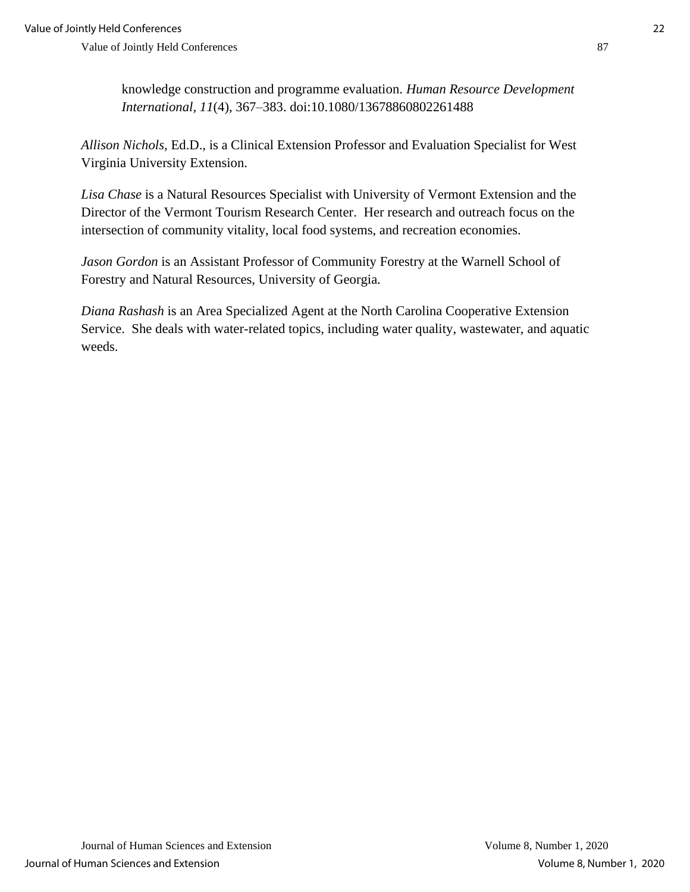knowledge construction and programme evaluation. *Human Resource Development International, 11*(4), 367–383. doi:10.1080/13678860802261488

*Allison Nichols*, Ed.D., is a Clinical Extension Professor and Evaluation Specialist for West Virginia University Extension.

*Lisa Chase* is a Natural Resources Specialist with University of Vermont Extension and the Director of the Vermont Tourism Research Center. Her research and outreach focus on the intersection of community vitality, local food systems, and recreation economies.

*Jason Gordon* is an Assistant Professor of Community Forestry at the Warnell School of Forestry and Natural Resources, University of Georgia.

*Diana Rashash* is an Area Specialized Agent at the North Carolina Cooperative Extension Service. She deals with water-related topics, including water quality, wastewater, and aquatic weeds.